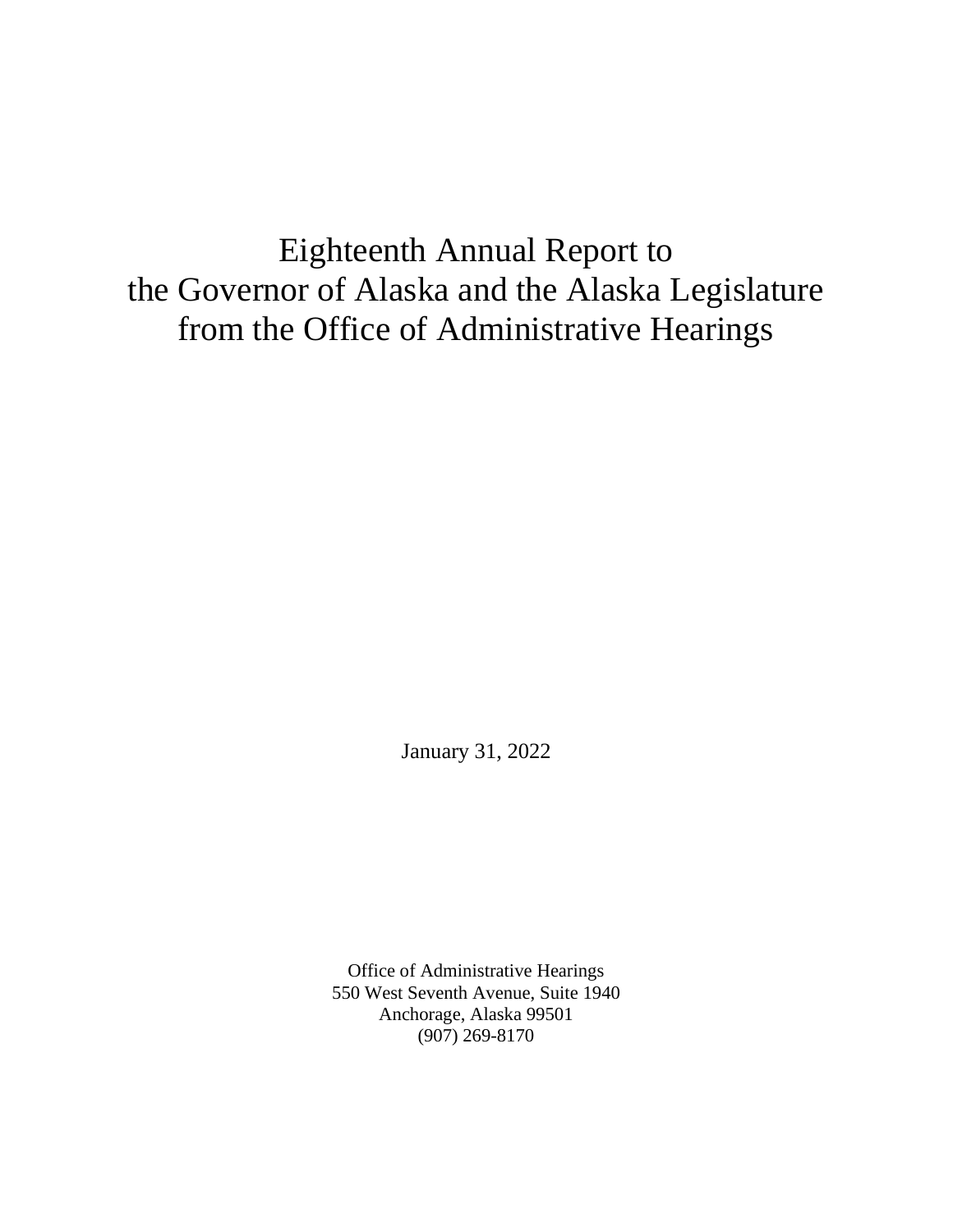# Eighteenth Annual Report to the Governor of Alaska and the Alaska Legislature from the Office of Administrative Hearings

January 31, 2022

Office of Administrative Hearings
550 West Seventh Avenue, Suite 1940
Anchorage, Alaska 99501
(907) 269-8170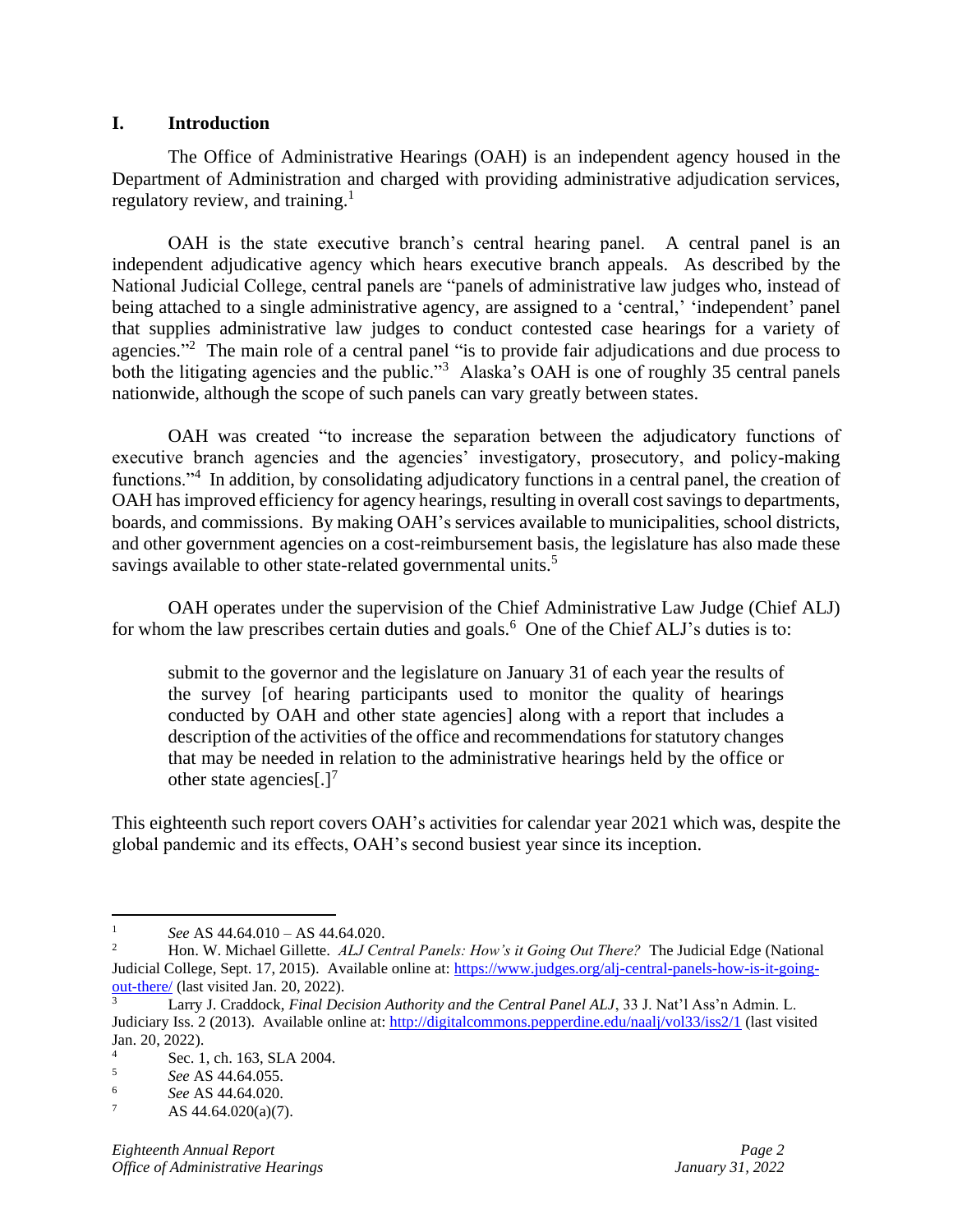## I. Introduction

The Office of Administrative Hearings (OAH) is an independent agency housed in the Department of Administration and charged with providing administrative adjudication services, regulatory review, and training.[1]

OAH is the state executive branch's central hearing panel. A central panel is an independent adjudicative agency which hears executive branch appeals. As described by the National Judicial College, central panels are "panels of administrative law judges who, instead of being attached to a single administrative agency, are assigned to a 'central,' 'independent' panel that supplies administrative law judges to conduct contested case hearings for a variety of agencies."[2] The main role of a central panel "is to provide fair adjudications and due process to both the litigating agencies and the public."[3] Alaska's OAH is one of roughly 35 central panels nationwide, although the scope of such panels can vary greatly between states.

OAH was created "to increase the separation between the adjudicatory functions of executive branch agencies and the agencies' investigatory, prosecutory, and policy-making functions."[4] In addition, by consolidating adjudicatory functions in a central panel, the creation of OAH has improved efficiency for agency hearings, resulting in overall cost savings to departments, boards, and commissions. By making OAH's services available to municipalities, school districts, and other government agencies on a cost-reimbursement basis, the legislature has also made these savings available to other state-related governmental units.[5]

OAH operates under the supervision of the Chief Administrative Law Judge (Chief ALJ) for whom the law prescribes certain duties and goals.[6] One of the Chief ALJ's duties is to:

> submit to the governor and the legislature on January 31 of each year the results of the survey [of hearing participants used to monitor the quality of hearings conducted by OAH and other state agencies] along with a report that includes a description of the activities of the office and recommendations for statutory changes that may be needed in relation to the administrative hearings held by the office or other state agencies[.][7]

This eighteenth such report covers OAH's activities for calendar year 2021 which was, despite the global pandemic and its effects, OAH's second busiest year since its inception.

---

[1] *See* AS 44.64.010 – AS 44.64.020.

[2] Hon. W. Michael Gillette. *ALJ Central Panels: How's it Going Out There?* The Judicial Edge (National Judicial College, Sept. 17, 2015). Available online at: https://www.judges.org/alj-central-panels-how-is-it-going-out-there/ (last visited Jan. 20, 2022).

[3] Larry J. Craddock, *Final Decision Authority and the Central Panel ALJ*, 33 J. Nat'l Ass'n Admin. L. Judiciary Iss. 2 (2013). Available online at: http://digitalcommons.pepperdine.edu/naalj/vol33/iss2/1 (last visited Jan. 20, 2022).

[4] Sec. 1, ch. 163, SLA 2004.

[5] *See* AS 44.64.055.

[6] *See* AS 44.64.020.

[7] AS 44.64.020(a)(7).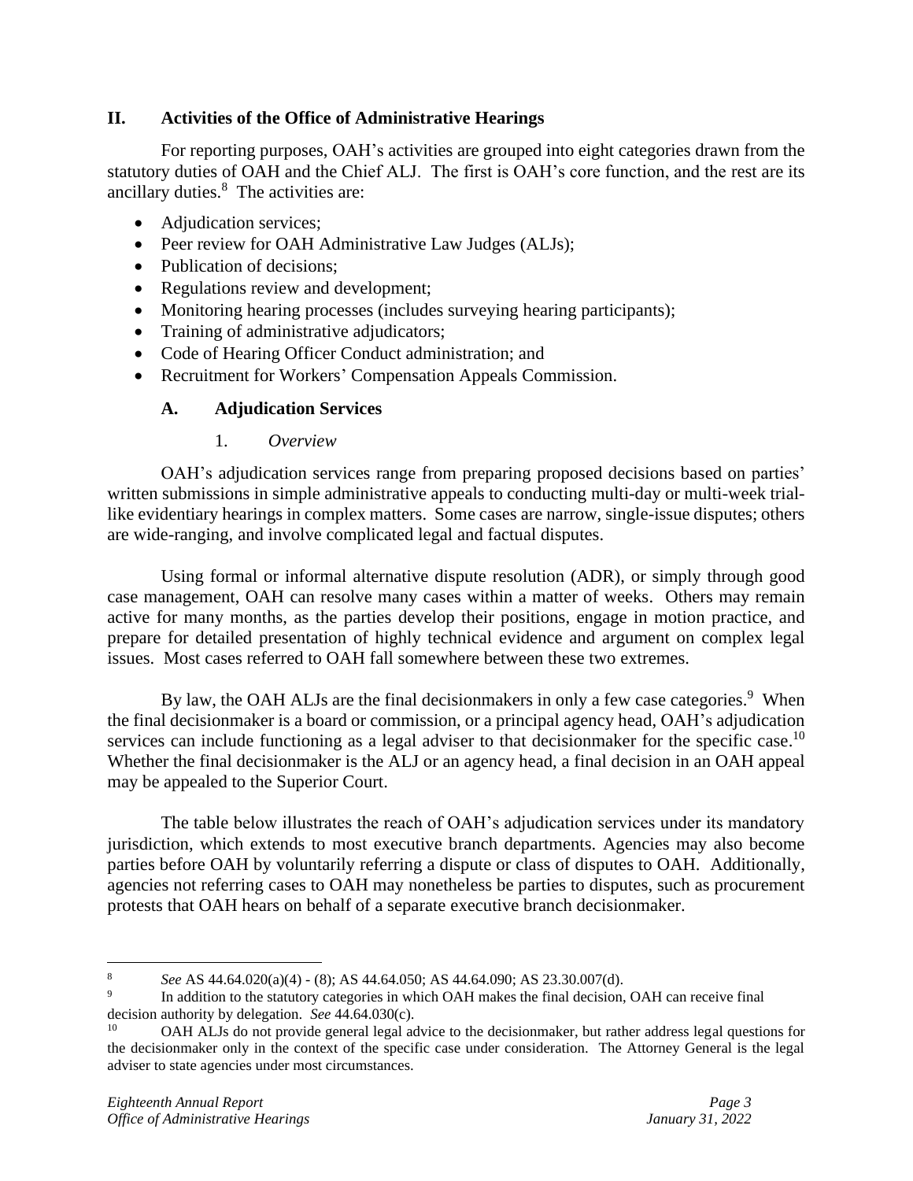## II. Activities of the Office of Administrative Hearings

For reporting purposes, OAH's activities are grouped into eight categories drawn from the statutory duties of OAH and the Chief ALJ. The first is OAH's core function, and the rest are its ancillary duties.[8] The activities are:

- Adjudication services;
- Peer review for OAH Administrative Law Judges (ALJs);
- Publication of decisions;
- Regulations review and development;
- Monitoring hearing processes (includes surveying hearing participants);
- Training of administrative adjudicators;
- Code of Hearing Officer Conduct administration; and
- Recruitment for Workers' Compensation Appeals Commission.

### A. Adjudication Services

#### 1. *Overview*

OAH's adjudication services range from preparing proposed decisions based on parties' written submissions in simple administrative appeals to conducting multi-day or multi-week trial-like evidentiary hearings in complex matters. Some cases are narrow, single-issue disputes; others are wide-ranging, and involve complicated legal and factual disputes.

Using formal or informal alternative dispute resolution (ADR), or simply through good case management, OAH can resolve many cases within a matter of weeks. Others may remain active for many months, as the parties develop their positions, engage in motion practice, and prepare for detailed presentation of highly technical evidence and argument on complex legal issues. Most cases referred to OAH fall somewhere between these two extremes.

By law, the OAH ALJs are the final decisionmakers in only a few case categories.[9] When the final decisionmaker is a board or commission, or a principal agency head, OAH's adjudication services can include functioning as a legal adviser to that decisionmaker for the specific case.[10] Whether the final decisionmaker is the ALJ or an agency head, a final decision in an OAH appeal may be appealed to the Superior Court.

The table below illustrates the reach of OAH's adjudication services under its mandatory jurisdiction, which extends to most executive branch departments. Agencies may also become parties before OAH by voluntarily referring a dispute or class of disputes to OAH. Additionally, agencies not referring cases to OAH may nonetheless be parties to disputes, such as procurement protests that OAH hears on behalf of a separate executive branch decisionmaker.

---

[8] *See* AS 44.64.020(a)(4) - (8); AS 44.64.050; AS 44.64.090; AS 23.30.007(d).

[9] In addition to the statutory categories in which OAH makes the final decision, OAH can receive final decision authority by delegation. *See* 44.64.030(c).

[10] OAH ALJs do not provide general legal advice to the decisionmaker, but rather address legal questions for the decisionmaker only in the context of the specific case under consideration. The Attorney General is the legal adviser to state agencies under most circumstances.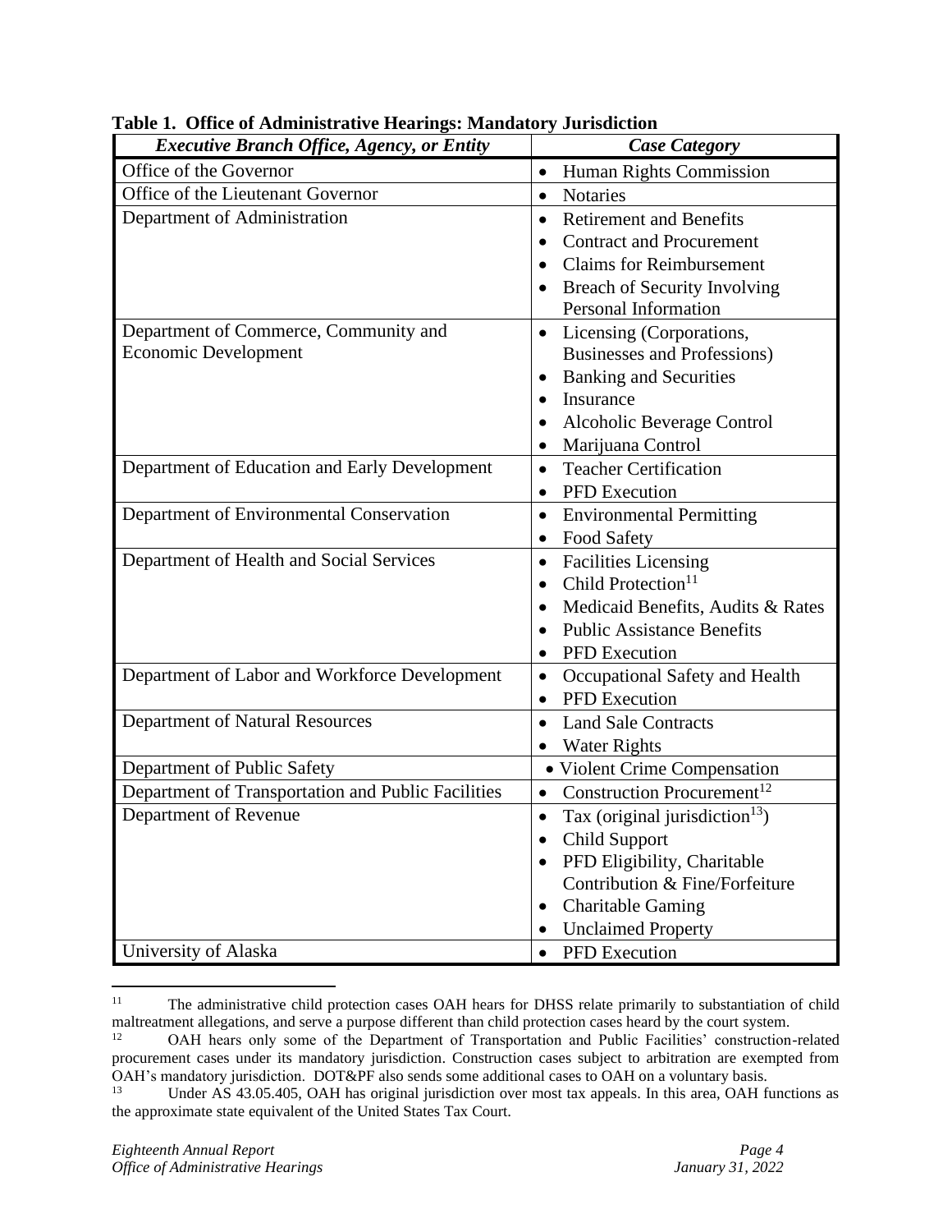**Table 1. Office of Administrative Hearings: Mandatory Jurisdiction**

| *Executive Branch Office, Agency, or Entity* | *Case Category* |
|---|---|
| Office of the Governor | • Human Rights Commission |
| Office of the Lieutenant Governor | • Notaries |
| Department of Administration | • Retirement and Benefits<br>• Contract and Procurement<br>• Claims for Reimbursement<br>• Breach of Security Involving Personal Information |
| Department of Commerce, Community and Economic Development | • Licensing (Corporations, Businesses and Professions)<br>• Banking and Securities<br>• Insurance<br>• Alcoholic Beverage Control<br>• Marijuana Control |
| Department of Education and Early Development | • Teacher Certification<br>• PFD Execution |
| Department of Environmental Conservation | • Environmental Permitting<br>• Food Safety |
| Department of Health and Social Services | • Facilities Licensing<br>• Child Protection[11]<br>• Medicaid Benefits, Audits & Rates<br>• Public Assistance Benefits<br>• PFD Execution |
| Department of Labor and Workforce Development | • Occupational Safety and Health<br>• PFD Execution |
| Department of Natural Resources | • Land Sale Contracts<br>• Water Rights |
| Department of Public Safety | • Violent Crime Compensation |
| Department of Transportation and Public Facilities | • Construction Procurement[12] |
| Department of Revenue | • Tax (original jurisdiction[13])<br>• Child Support<br>• PFD Eligibility, Charitable Contribution & Fine/Forfeiture<br>• Charitable Gaming<br>• Unclaimed Property |
| University of Alaska | • PFD Execution |

[11] The administrative child protection cases OAH hears for DHSS relate primarily to substantiation of child maltreatment allegations, and serve a purpose different than child protection cases heard by the court system.

[12] OAH hears only some of the Department of Transportation and Public Facilities' construction-related procurement cases under its mandatory jurisdiction. Construction cases subject to arbitration are exempted from OAH's mandatory jurisdiction. DOT&PF also sends some additional cases to OAH on a voluntary basis.

[13] Under AS 43.05.405, OAH has original jurisdiction over most tax appeals. In this area, OAH functions as the approximate state equivalent of the United States Tax Court.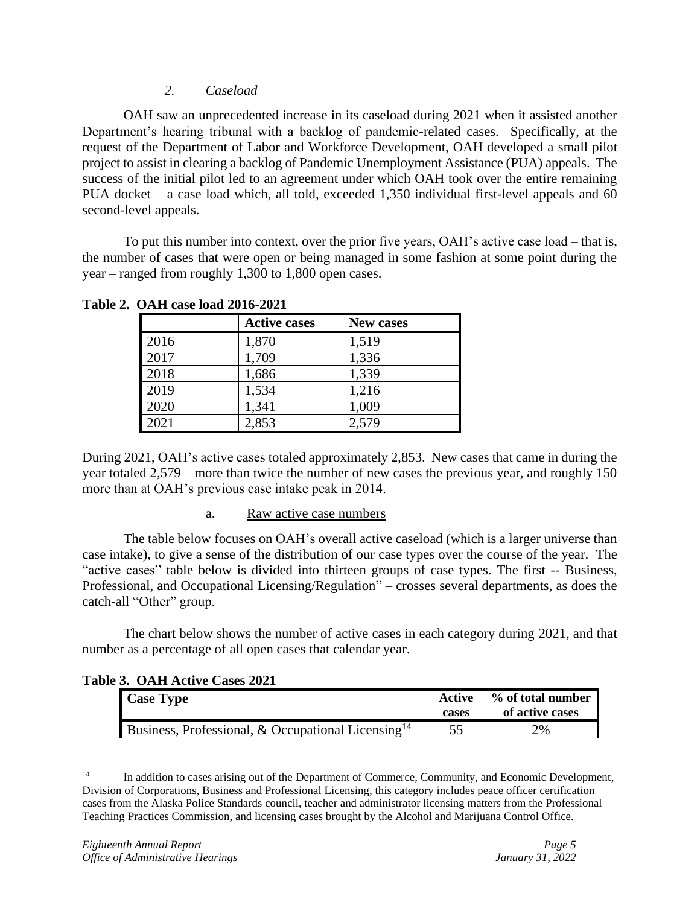### *2. Caseload*

OAH saw an unprecedented increase in its caseload during 2021 when it assisted another Department's hearing tribunal with a backlog of pandemic-related cases. Specifically, at the request of the Department of Labor and Workforce Development, OAH developed a small pilot project to assist in clearing a backlog of Pandemic Unemployment Assistance (PUA) appeals. The success of the initial pilot led to an agreement under which OAH took over the entire remaining PUA docket – a case load which, all told, exceeded 1,350 individual first-level appeals and 60 second-level appeals.

To put this number into context, over the prior five years, OAH's active case load – that is, the number of cases that were open or being managed in some fashion at some point during the year – ranged from roughly 1,300 to 1,800 open cases.

**Table 2. OAH case load 2016-2021**

| | Active cases | New cases |
|---|---|---|
| 2016 | 1,870 | 1,519 |
| 2017 | 1,709 | 1,336 |
| 2018 | 1,686 | 1,339 |
| 2019 | 1,534 | 1,216 |
| 2020 | 1,341 | 1,009 |
| 2021 | 2,853 | 2,579 |

During 2021, OAH's active cases totaled approximately 2,853. New cases that came in during the year totaled 2,579 – more than twice the number of new cases the previous year, and roughly 150 more than at OAH's previous case intake peak in 2014.

#### a. Raw active case numbers

The table below focuses on OAH's overall active caseload (which is a larger universe than case intake), to give a sense of the distribution of our case types over the course of the year. The "active cases" table below is divided into thirteen groups of case types. The first -- Business, Professional, and Occupational Licensing/Regulation" – crosses several departments, as does the catch-all "Other" group.

The chart below shows the number of active cases in each category during 2021, and that number as a percentage of all open cases that calendar year.

**Table 3. OAH Active Cases 2021**

| Case Type | Active cases | % of total number of active cases |
|---|---|---|
| Business, Professional, & Occupational Licensing[14] | 55 | 2% |

[14] In addition to cases arising out of the Department of Commerce, Community, and Economic Development, Division of Corporations, Business and Professional Licensing, this category includes peace officer certification cases from the Alaska Police Standards council, teacher and administrator licensing matters from the Professional Teaching Practices Commission, and licensing cases brought by the Alcohol and Marijuana Control Office.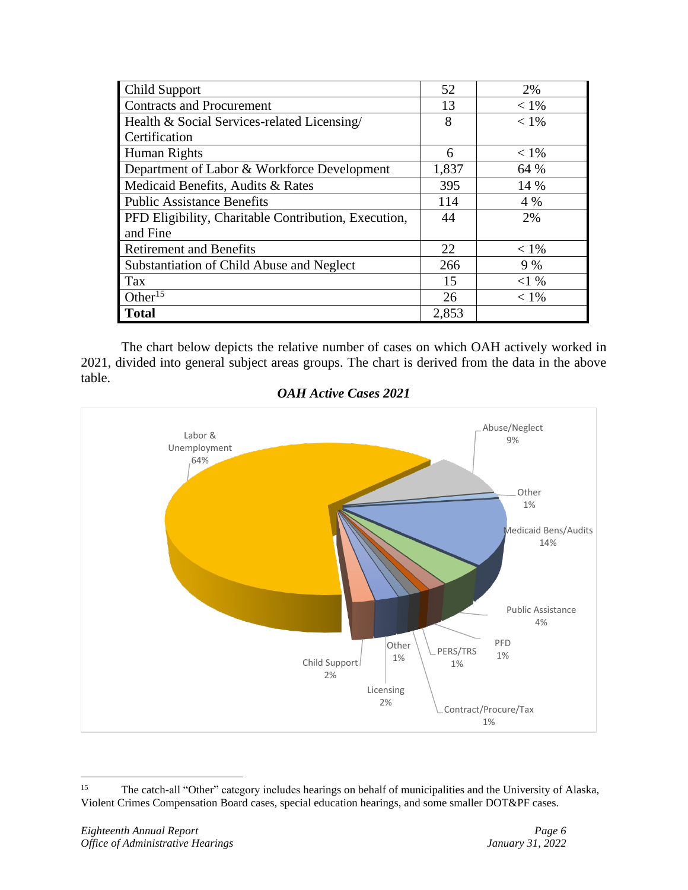| Child Support | 52 | 2% |
|---|---|---|
| Contracts and Procurement | 13 | < 1% |
| Health & Social Services-related Licensing/ Certification | 8 | < 1% |
| Human Rights | 6 | < 1% |
| Department of Labor & Workforce Development | 1,837 | 64 % |
| Medicaid Benefits, Audits & Rates | 395 | 14 % |
| Public Assistance Benefits | 114 | 4 % |
| PFD Eligibility, Charitable Contribution, Execution, and Fine | 44 | 2% |
| Retirement and Benefits | 22 | < 1% |
| Substantiation of Child Abuse and Neglect | 266 | 9 % |
| Tax | 15 | <1 % |
| Other[15] | 26 | < 1% |
| **Total** | 2,853 | |

The chart below depicts the relative number of cases on which OAH actively worked in 2021, divided into general subject areas groups. The chart is derived from the data in the above table.

***OAH Active Cases 2021***

Labor & Unemployment 64%; Abuse/Neglect 9%; Other 1%; Medicaid Bens/Audits 14%; Public Assistance 4%; PFD 1%; PERS/TRS 1%; Contract/Procure/Tax 1%; Other 1%; Licensing 2%; Child Support 2%

---

[15] The catch-all "Other" category includes hearings on behalf of municipalities and the University of Alaska, Violent Crimes Compensation Board cases, special education hearings, and some smaller DOT&PF cases.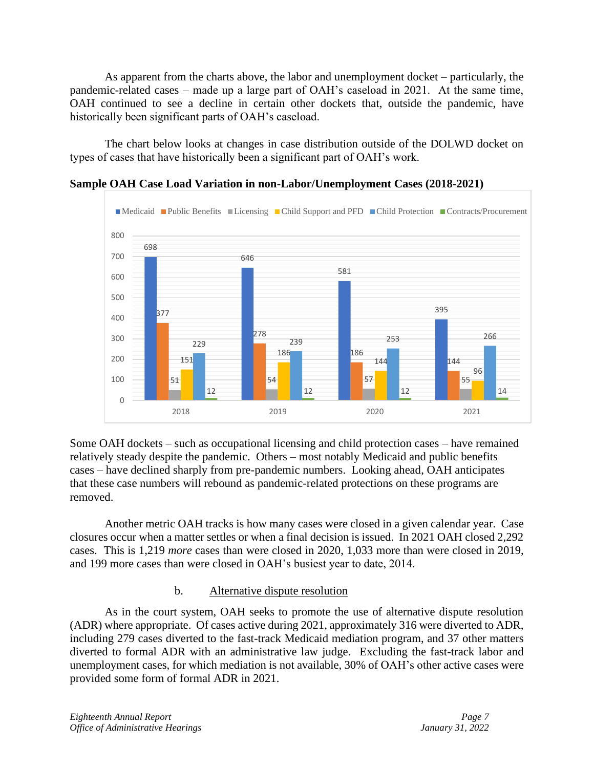As apparent from the charts above, the labor and unemployment docket – particularly, the pandemic-related cases – made up a large part of OAH's caseload in 2021. At the same time, OAH continued to see a decline in certain other dockets that, outside the pandemic, have historically been significant parts of OAH's caseload.

The chart below looks at changes in case distribution outside of the DOLWD docket on types of cases that have historically been a significant part of OAH's work.

**Sample OAH Case Load Variation in non-Labor/Unemployment Cases (2018-2021)**

| Year | Medicaid | Public Benefits | Licensing | Child Support and PFD | Child Protection | Contracts/Procurement |
|---|---|---|---|---|---|---|
| 2018 | 698 | 377 | 51 | 151 | 229 | 12 |
| 2019 | 646 | 278 | 54 | 186 | 239 | 12 |
| 2020 | 581 | 186 | 57 | 144 | 253 | 12 |
| 2021 | 395 | 144 | 55 | 96 | 266 | 14 |

Some OAH dockets – such as occupational licensing and child protection cases – have remained relatively steady despite the pandemic. Others – most notably Medicaid and public benefits cases – have declined sharply from pre-pandemic numbers. Looking ahead, OAH anticipates that these case numbers will rebound as pandemic-related protections on these programs are removed.

Another metric OAH tracks is how many cases were closed in a given calendar year. Case closures occur when a matter settles or when a final decision is issued. In 2021 OAH closed 2,292 cases. This is 1,219 *more* cases than were closed in 2020, 1,033 more than were closed in 2019, and 199 more cases than were closed in OAH's busiest year to date, 2014.

b. <u>Alternative dispute resolution</u>

As in the court system, OAH seeks to promote the use of alternative dispute resolution (ADR) where appropriate. Of cases active during 2021, approximately 316 were diverted to ADR, including 279 cases diverted to the fast-track Medicaid mediation program, and 37 other matters diverted to formal ADR with an administrative law judge. Excluding the fast-track labor and unemployment cases, for which mediation is not available, 30% of OAH's other active cases were provided some form of formal ADR in 2021.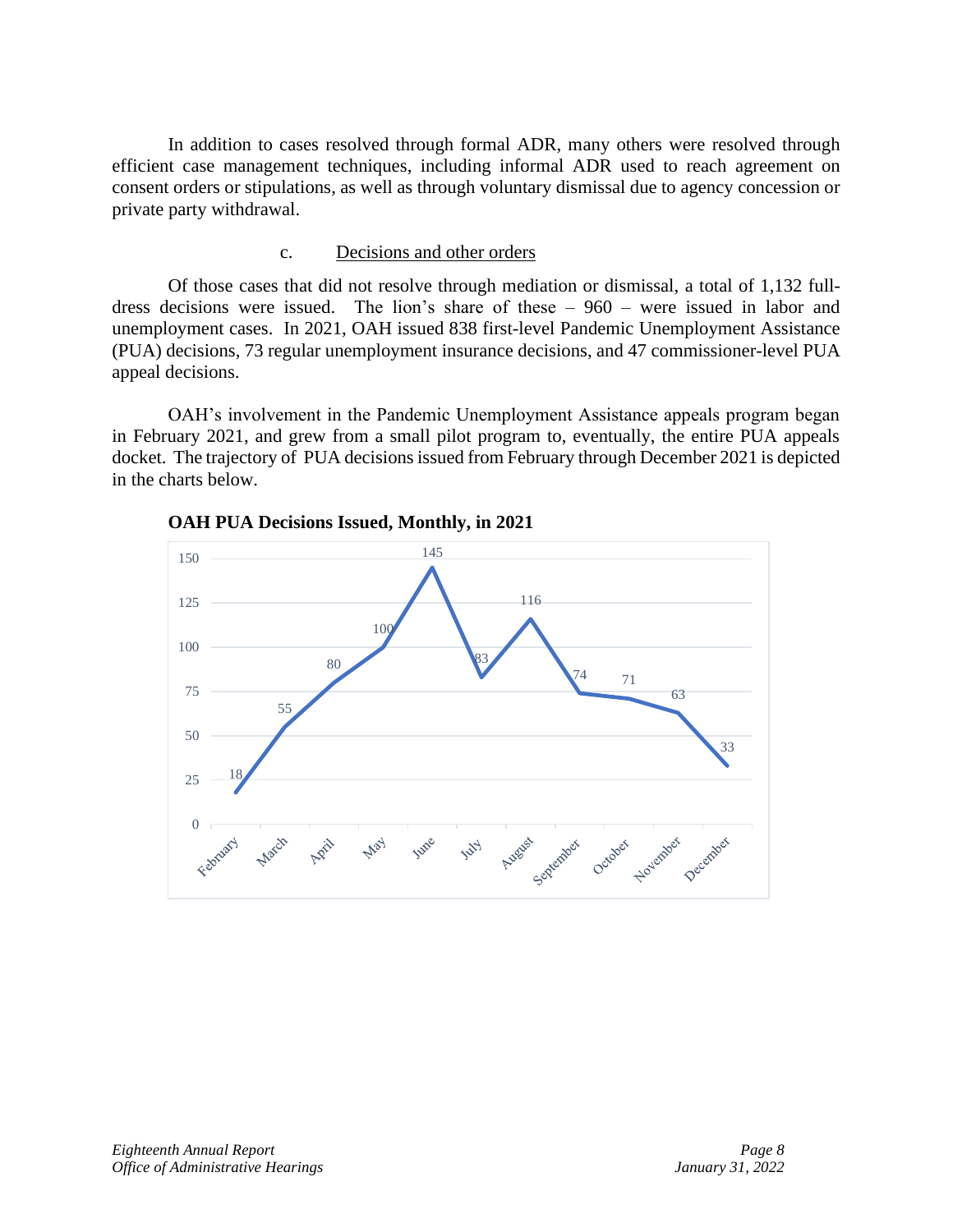In addition to cases resolved through formal ADR, many others were resolved through efficient case management techniques, including informal ADR used to reach agreement on consent orders or stipulations, as well as through voluntary dismissal due to agency concession or private party withdrawal.

### c. Decisions and other orders

Of those cases that did not resolve through mediation or dismissal, a total of 1,132 full-dress decisions were issued. The lion's share of these – 960 – were issued in labor and unemployment cases. In 2021, OAH issued 838 first-level Pandemic Unemployment Assistance (PUA) decisions, 73 regular unemployment insurance decisions, and 47 commissioner-level PUA appeal decisions.

OAH's involvement in the Pandemic Unemployment Assistance appeals program began in February 2021, and grew from a small pilot program to, eventually, the entire PUA appeals docket. The trajectory of PUA decisions issued from February through December 2021 is depicted in the charts below.

**OAH PUA Decisions Issued, Monthly, in 2021**

| Month | Decisions |
|---|---|
| February | 18 |
| March | 55 |
| April | 80 |
| May | 100 |
| June | 145 |
| July | 83 |
| August | 116 |
| September | 74 |
| October | 71 |
| November | 63 |
| December | 33 |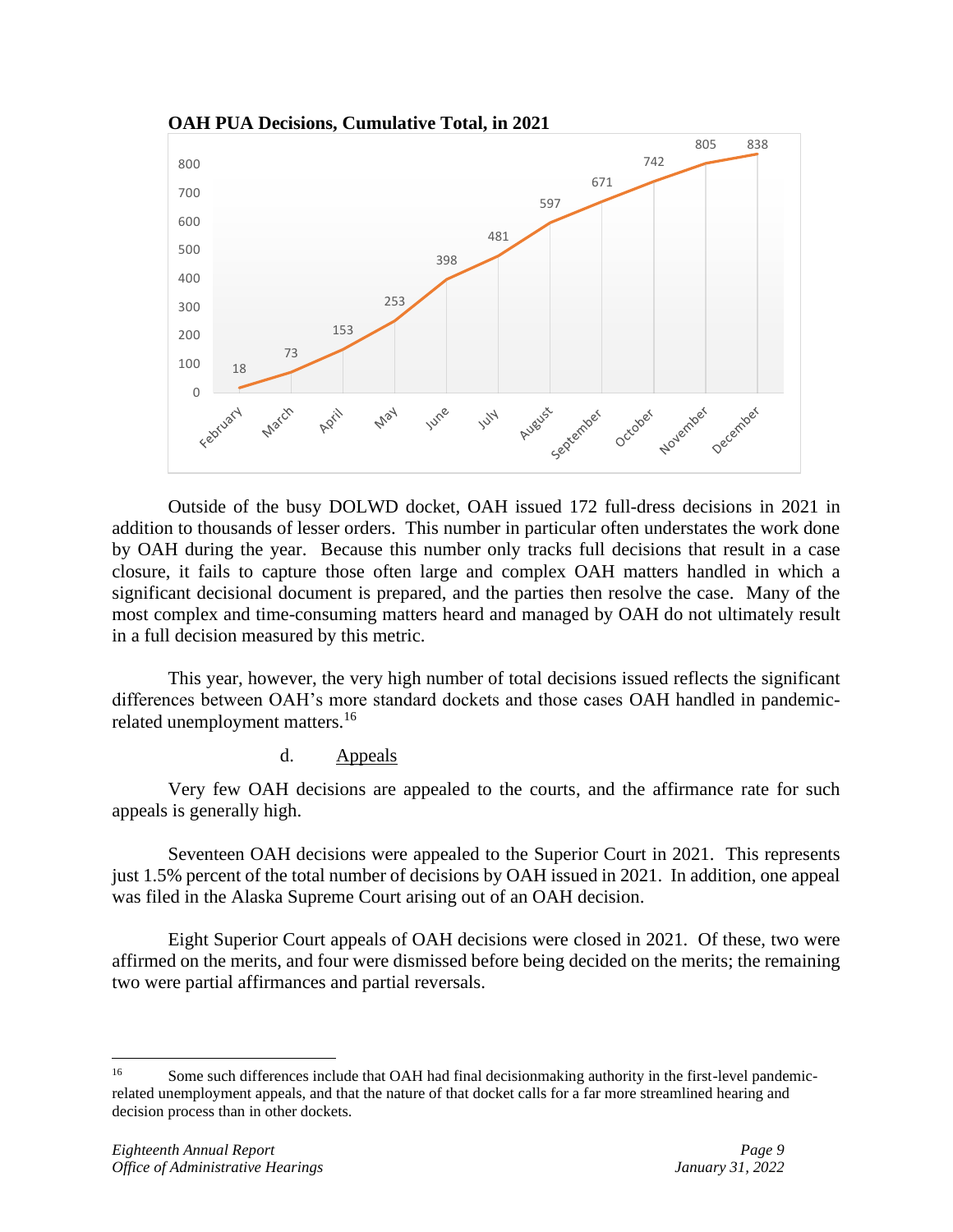**OAH PUA Decisions, Cumulative Total, in 2021**

| Month | Cumulative Total |
|---|---|
| February | 18 |
| March | 73 |
| April | 153 |
| May | 253 |
| June | 398 |
| July | 481 |
| August | 597 |
| September | 671 |
| October | 742 |
| November | 805 |
| December | 838 |

Outside of the busy DOLWD docket, OAH issued 172 full-dress decisions in 2021 in addition to thousands of lesser orders. This number in particular often understates the work done by OAH during the year. Because this number only tracks full decisions that result in a case closure, it fails to capture those often large and complex OAH matters handled in which a significant decisional document is prepared, and the parties then resolve the case. Many of the most complex and time-consuming matters heard and managed by OAH do not ultimately result in a full decision measured by this metric.

This year, however, the very high number of total decisions issued reflects the significant differences between OAH's more standard dockets and those cases OAH handled in pandemic-related unemployment matters.[16]

d. Appeals

Very few OAH decisions are appealed to the courts, and the affirmance rate for such appeals is generally high.

Seventeen OAH decisions were appealed to the Superior Court in 2021. This represents just 1.5% percent of the total number of decisions by OAH issued in 2021. In addition, one appeal was filed in the Alaska Supreme Court arising out of an OAH decision.

Eight Superior Court appeals of OAH decisions were closed in 2021. Of these, two were affirmed on the merits, and four were dismissed before being decided on the merits; the remaining two were partial affirmances and partial reversals.

---

[16] Some such differences include that OAH had final decisionmaking authority in the first-level pandemic-related unemployment appeals, and that the nature of that docket calls for a far more streamlined hearing and decision process than in other dockets.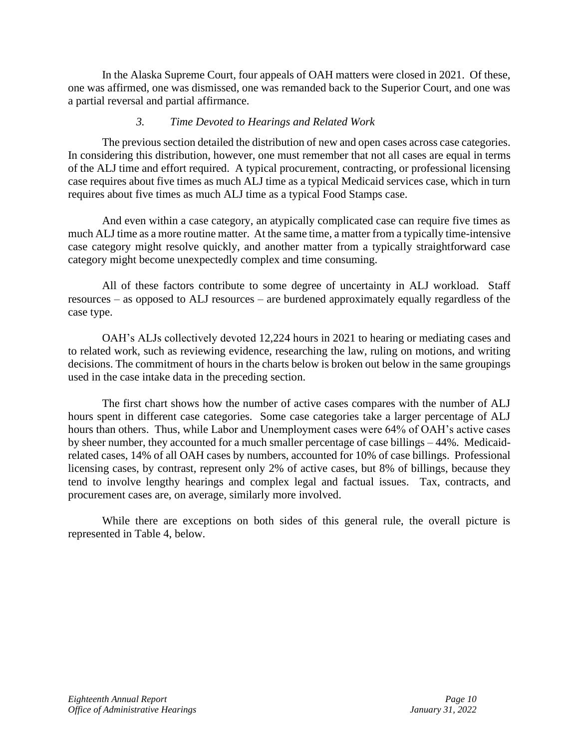In the Alaska Supreme Court, four appeals of OAH matters were closed in 2021. Of these, one was affirmed, one was dismissed, one was remanded back to the Superior Court, and one was a partial reversal and partial affirmance.

### *3. Time Devoted to Hearings and Related Work*

The previous section detailed the distribution of new and open cases across case categories. In considering this distribution, however, one must remember that not all cases are equal in terms of the ALJ time and effort required. A typical procurement, contracting, or professional licensing case requires about five times as much ALJ time as a typical Medicaid services case, which in turn requires about five times as much ALJ time as a typical Food Stamps case.

And even within a case category, an atypically complicated case can require five times as much ALJ time as a more routine matter. At the same time, a matter from a typically time-intensive case category might resolve quickly, and another matter from a typically straightforward case category might become unexpectedly complex and time consuming.

All of these factors contribute to some degree of uncertainty in ALJ workload. Staff resources – as opposed to ALJ resources – are burdened approximately equally regardless of the case type.

OAH's ALJs collectively devoted 12,224 hours in 2021 to hearing or mediating cases and to related work, such as reviewing evidence, researching the law, ruling on motions, and writing decisions. The commitment of hours in the charts below is broken out below in the same groupings used in the case intake data in the preceding section.

The first chart shows how the number of active cases compares with the number of ALJ hours spent in different case categories. Some case categories take a larger percentage of ALJ hours than others. Thus, while Labor and Unemployment cases were 64% of OAH's active cases by sheer number, they accounted for a much smaller percentage of case billings – 44%. Medicaid-related cases, 14% of all OAH cases by numbers, accounted for 10% of case billings. Professional licensing cases, by contrast, represent only 2% of active cases, but 8% of billings, because they tend to involve lengthy hearings and complex legal and factual issues. Tax, contracts, and procurement cases are, on average, similarly more involved.

While there are exceptions on both sides of this general rule, the overall picture is represented in Table 4, below.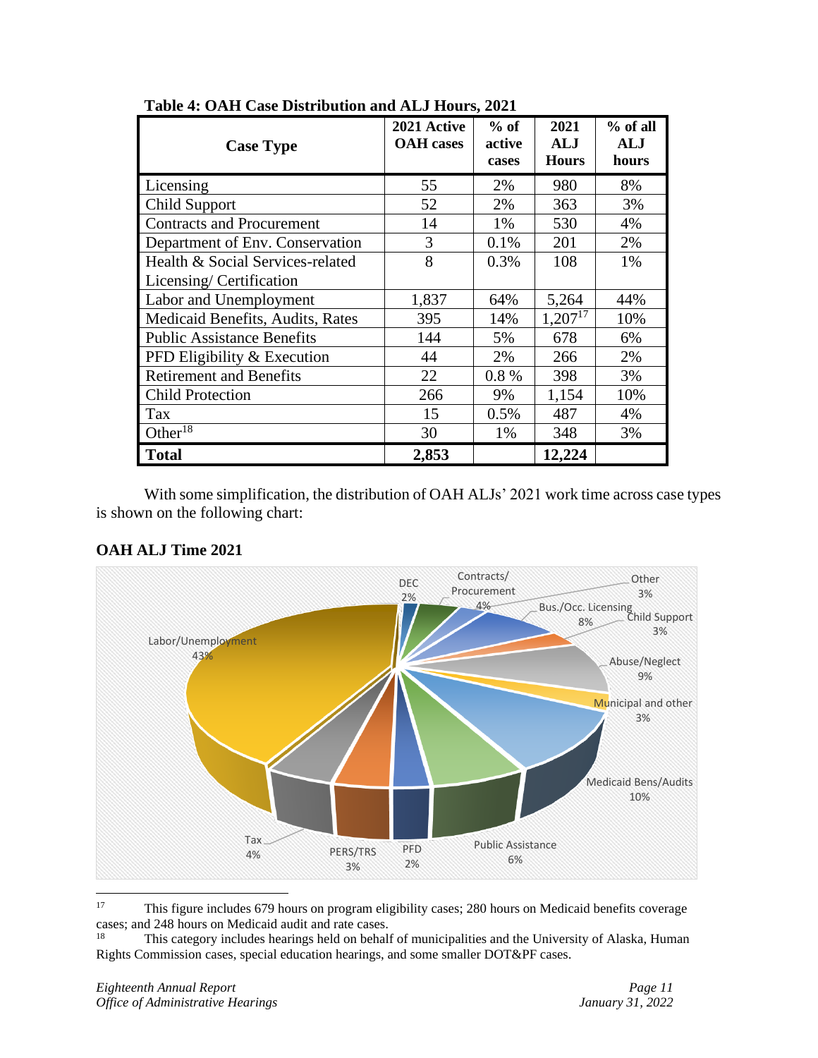**Table 4: OAH Case Distribution and ALJ Hours, 2021**

| Case Type | 2021 Active OAH cases | % of active cases | 2021 ALJ Hours | % of all ALJ hours |
|---|---|---|---|---|
| Licensing | 55 | 2% | 980 | 8% |
| Child Support | 52 | 2% | 363 | 3% |
| Contracts and Procurement | 14 | 1% | 530 | 4% |
| Department of Env. Conservation | 3 | 0.1% | 201 | 2% |
| Health & Social Services-related Licensing/ Certification | 8 | 0.3% | 108 | 1% |
| Labor and Unemployment | 1,837 | 64% | 5,264 | 44% |
| Medicaid Benefits, Audits, Rates | 395 | 14% | 1,207[17] | 10% |
| Public Assistance Benefits | 144 | 5% | 678 | 6% |
| PFD Eligibility & Execution | 44 | 2% | 266 | 2% |
| Retirement and Benefits | 22 | 0.8 % | 398 | 3% |
| Child Protection | 266 | 9% | 1,154 | 10% |
| Tax | 15 | 0.5% | 487 | 4% |
| Other[18] | 30 | 1% | 348 | 3% |
| **Total** | **2,853** | | **12,224** | |

With some simplification, the distribution of OAH ALJs' 2021 work time across case types is shown on the following chart:

**OAH ALJ Time 2021**

[17] This figure includes 679 hours on program eligibility cases; 280 hours on Medicaid benefits coverage cases; and 248 hours on Medicaid audit and rate cases.

[18] This category includes hearings held on behalf of municipalities and the University of Alaska, Human Rights Commission cases, special education hearings, and some smaller DOT&PF cases.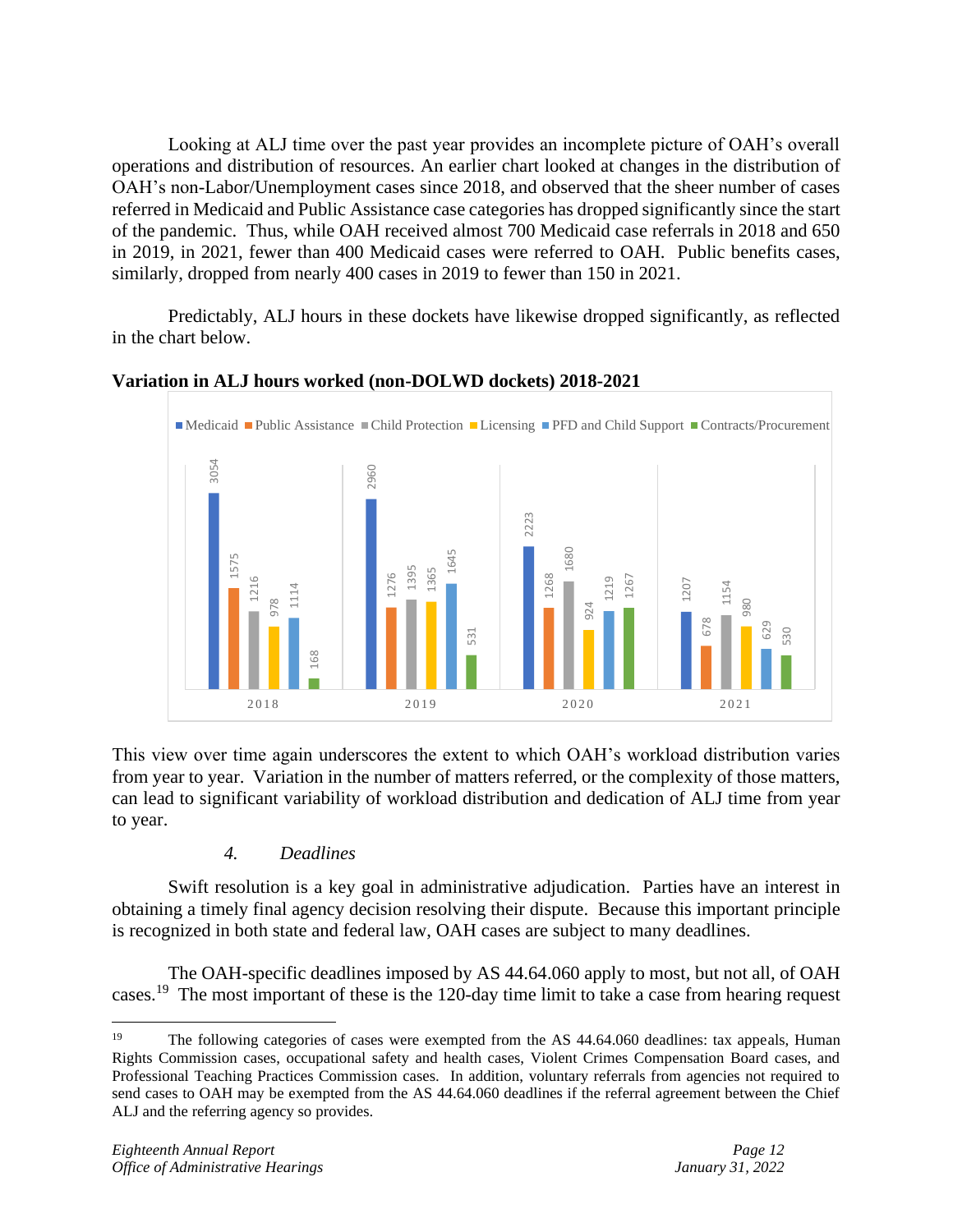Looking at ALJ time over the past year provides an incomplete picture of OAH's overall operations and distribution of resources. An earlier chart looked at changes in the distribution of OAH's non-Labor/Unemployment cases since 2018, and observed that the sheer number of cases referred in Medicaid and Public Assistance case categories has dropped significantly since the start of the pandemic. Thus, while OAH received almost 700 Medicaid case referrals in 2018 and 650 in 2019, in 2021, fewer than 400 Medicaid cases were referred to OAH. Public benefits cases, similarly, dropped from nearly 400 cases in 2019 to fewer than 150 in 2021.

Predictably, ALJ hours in these dockets have likewise dropped significantly, as reflected in the chart below.

**Variation in ALJ hours worked (non-DOLWD dockets) 2018-2021**

| | Medicaid | Public Assistance | Child Protection | Licensing | PFD and Child Support | Contracts/Procurement |
|---|---|---|---|---|---|---|
| 2018 | 3054 | 1575 | 1216 | 978 | 1114 | 168 |
| 2019 | 2960 | 1276 | 1395 | 1365 | 1645 | 531 |
| 2020 | 2223 | 1268 | 1680 | 924 | 1219 | 1267 |
| 2021 | 1207 | 678 | 1154 | 980 | 629 | 530 |

This view over time again underscores the extent to which OAH's workload distribution varies from year to year. Variation in the number of matters referred, or the complexity of those matters, can lead to significant variability of workload distribution and dedication of ALJ time from year to year.

*4. Deadlines*

Swift resolution is a key goal in administrative adjudication. Parties have an interest in obtaining a timely final agency decision resolving their dispute. Because this important principle is recognized in both state and federal law, OAH cases are subject to many deadlines.

The OAH-specific deadlines imposed by AS 44.64.060 apply to most, but not all, of OAH cases.[19] The most important of these is the 120-day time limit to take a case from hearing request

[19] The following categories of cases were exempted from the AS 44.64.060 deadlines: tax appeals, Human Rights Commission cases, occupational safety and health cases, Violent Crimes Compensation Board cases, and Professional Teaching Practices Commission cases. In addition, voluntary referrals from agencies not required to send cases to OAH may be exempted from the AS 44.64.060 deadlines if the referral agreement between the Chief ALJ and the referring agency so provides.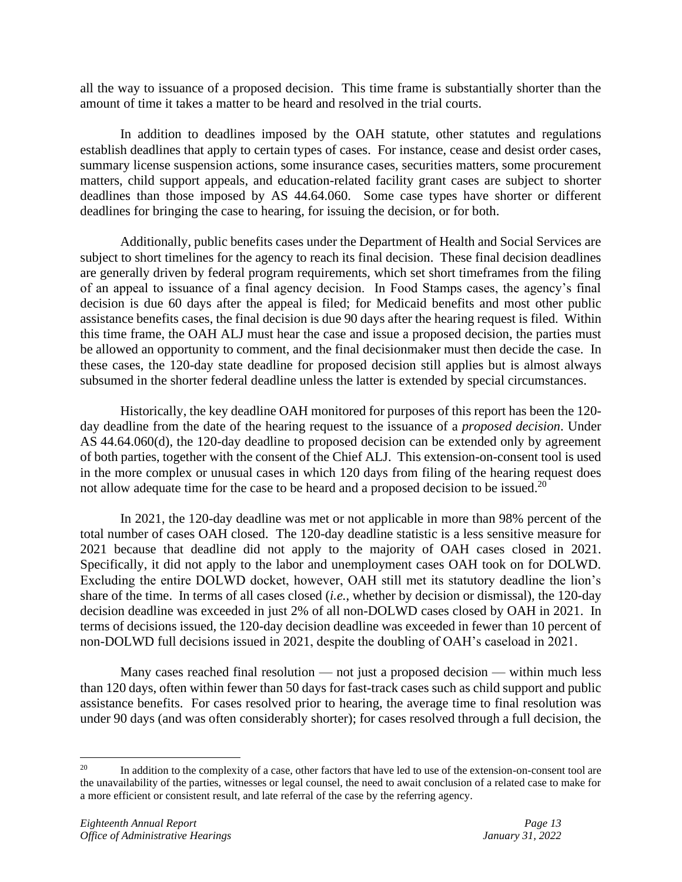all the way to issuance of a proposed decision. This time frame is substantially shorter than the amount of time it takes a matter to be heard and resolved in the trial courts.

In addition to deadlines imposed by the OAH statute, other statutes and regulations establish deadlines that apply to certain types of cases. For instance, cease and desist order cases, summary license suspension actions, some insurance cases, securities matters, some procurement matters, child support appeals, and education-related facility grant cases are subject to shorter deadlines than those imposed by AS 44.64.060. Some case types have shorter or different deadlines for bringing the case to hearing, for issuing the decision, or for both.

Additionally, public benefits cases under the Department of Health and Social Services are subject to short timelines for the agency to reach its final decision. These final decision deadlines are generally driven by federal program requirements, which set short timeframes from the filing of an appeal to issuance of a final agency decision. In Food Stamps cases, the agency's final decision is due 60 days after the appeal is filed; for Medicaid benefits and most other public assistance benefits cases, the final decision is due 90 days after the hearing request is filed. Within this time frame, the OAH ALJ must hear the case and issue a proposed decision, the parties must be allowed an opportunity to comment, and the final decisionmaker must then decide the case. In these cases, the 120-day state deadline for proposed decision still applies but is almost always subsumed in the shorter federal deadline unless the latter is extended by special circumstances.

Historically, the key deadline OAH monitored for purposes of this report has been the 120-day deadline from the date of the hearing request to the issuance of a *proposed decision*. Under AS 44.64.060(d), the 120-day deadline to proposed decision can be extended only by agreement of both parties, together with the consent of the Chief ALJ. This extension-on-consent tool is used in the more complex or unusual cases in which 120 days from filing of the hearing request does not allow adequate time for the case to be heard and a proposed decision to be issued.[20]

In 2021, the 120-day deadline was met or not applicable in more than 98% percent of the total number of cases OAH closed. The 120-day deadline statistic is a less sensitive measure for 2021 because that deadline did not apply to the majority of OAH cases closed in 2021. Specifically, it did not apply to the labor and unemployment cases OAH took on for DOLWD. Excluding the entire DOLWD docket, however, OAH still met its statutory deadline the lion's share of the time. In terms of all cases closed (*i.e.*, whether by decision or dismissal), the 120-day decision deadline was exceeded in just 2% of all non-DOLWD cases closed by OAH in 2021. In terms of decisions issued, the 120-day decision deadline was exceeded in fewer than 10 percent of non-DOLWD full decisions issued in 2021, despite the doubling of OAH's caseload in 2021.

Many cases reached final resolution — not just a proposed decision — within much less than 120 days, often within fewer than 50 days for fast-track cases such as child support and public assistance benefits. For cases resolved prior to hearing, the average time to final resolution was under 90 days (and was often considerably shorter); for cases resolved through a full decision, the

[20] In addition to the complexity of a case, other factors that have led to use of the extension-on-consent tool are the unavailability of the parties, witnesses or legal counsel, the need to await conclusion of a related case to make for a more efficient or consistent result, and late referral of the case by the referring agency.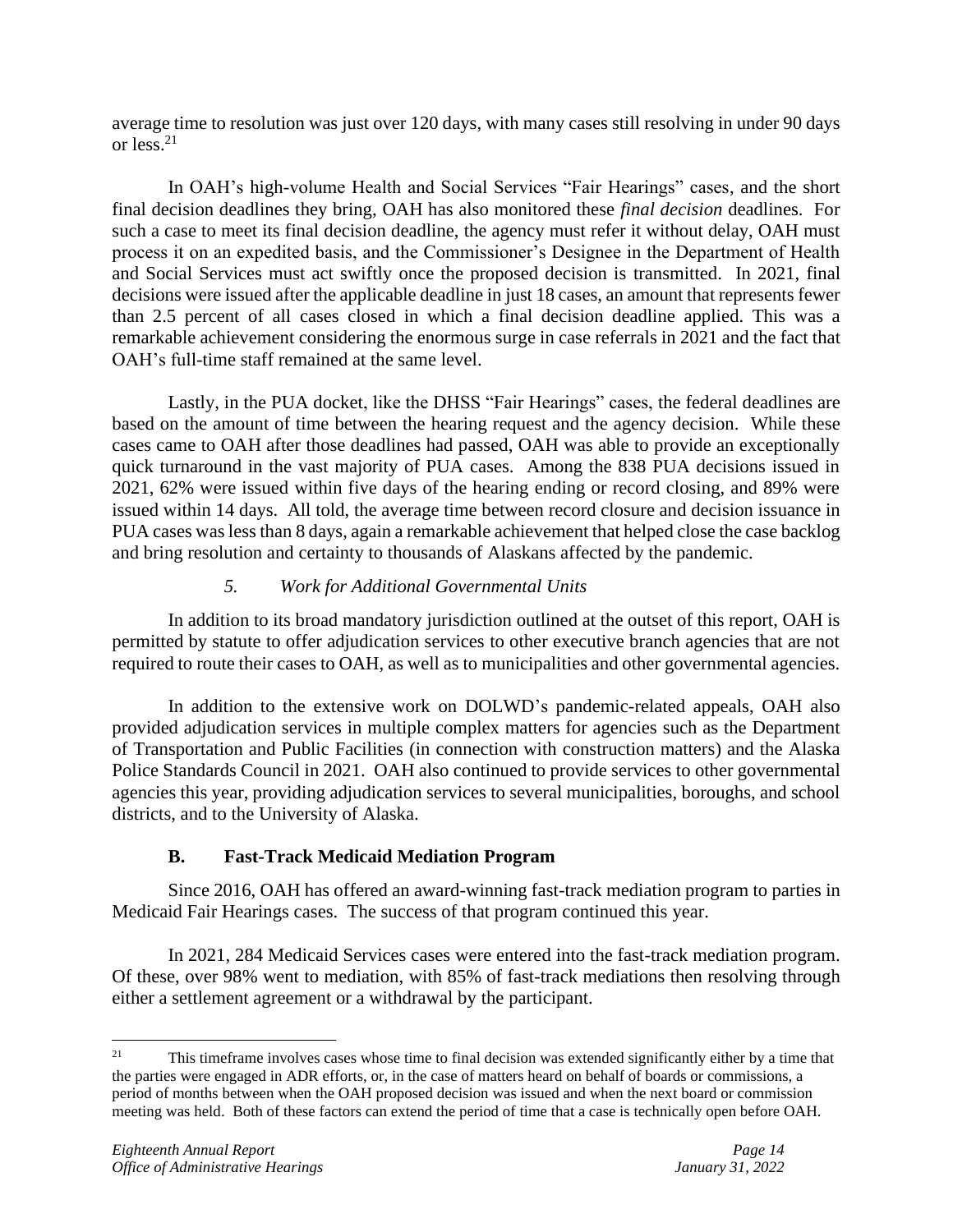average time to resolution was just over 120 days, with many cases still resolving in under 90 days or less.[21]

In OAH's high-volume Health and Social Services "Fair Hearings" cases, and the short final decision deadlines they bring, OAH has also monitored these *final decision* deadlines. For such a case to meet its final decision deadline, the agency must refer it without delay, OAH must process it on an expedited basis, and the Commissioner's Designee in the Department of Health and Social Services must act swiftly once the proposed decision is transmitted. In 2021, final decisions were issued after the applicable deadline in just 18 cases, an amount that represents fewer than 2.5 percent of all cases closed in which a final decision deadline applied. This was a remarkable achievement considering the enormous surge in case referrals in 2021 and the fact that OAH's full-time staff remained at the same level.

Lastly, in the PUA docket, like the DHSS "Fair Hearings" cases, the federal deadlines are based on the amount of time between the hearing request and the agency decision. While these cases came to OAH after those deadlines had passed, OAH was able to provide an exceptionally quick turnaround in the vast majority of PUA cases. Among the 838 PUA decisions issued in 2021, 62% were issued within five days of the hearing ending or record closing, and 89% were issued within 14 days. All told, the average time between record closure and decision issuance in PUA cases was less than 8 days, again a remarkable achievement that helped close the case backlog and bring resolution and certainty to thousands of Alaskans affected by the pandemic.

#### *5. Work for Additional Governmental Units*

In addition to its broad mandatory jurisdiction outlined at the outset of this report, OAH is permitted by statute to offer adjudication services to other executive branch agencies that are not required to route their cases to OAH, as well as to municipalities and other governmental agencies.

In addition to the extensive work on DOLWD's pandemic-related appeals, OAH also provided adjudication services in multiple complex matters for agencies such as the Department of Transportation and Public Facilities (in connection with construction matters) and the Alaska Police Standards Council in 2021. OAH also continued to provide services to other governmental agencies this year, providing adjudication services to several municipalities, boroughs, and school districts, and to the University of Alaska.

### B. Fast-Track Medicaid Mediation Program

Since 2016, OAH has offered an award-winning fast-track mediation program to parties in Medicaid Fair Hearings cases. The success of that program continued this year.

In 2021, 284 Medicaid Services cases were entered into the fast-track mediation program. Of these, over 98% went to mediation, with 85% of fast-track mediations then resolving through either a settlement agreement or a withdrawal by the participant.

---

[21] This timeframe involves cases whose time to final decision was extended significantly either by a time that the parties were engaged in ADR efforts, or, in the case of matters heard on behalf of boards or commissions, a period of months between when the OAH proposed decision was issued and when the next board or commission meeting was held. Both of these factors can extend the period of time that a case is technically open before OAH.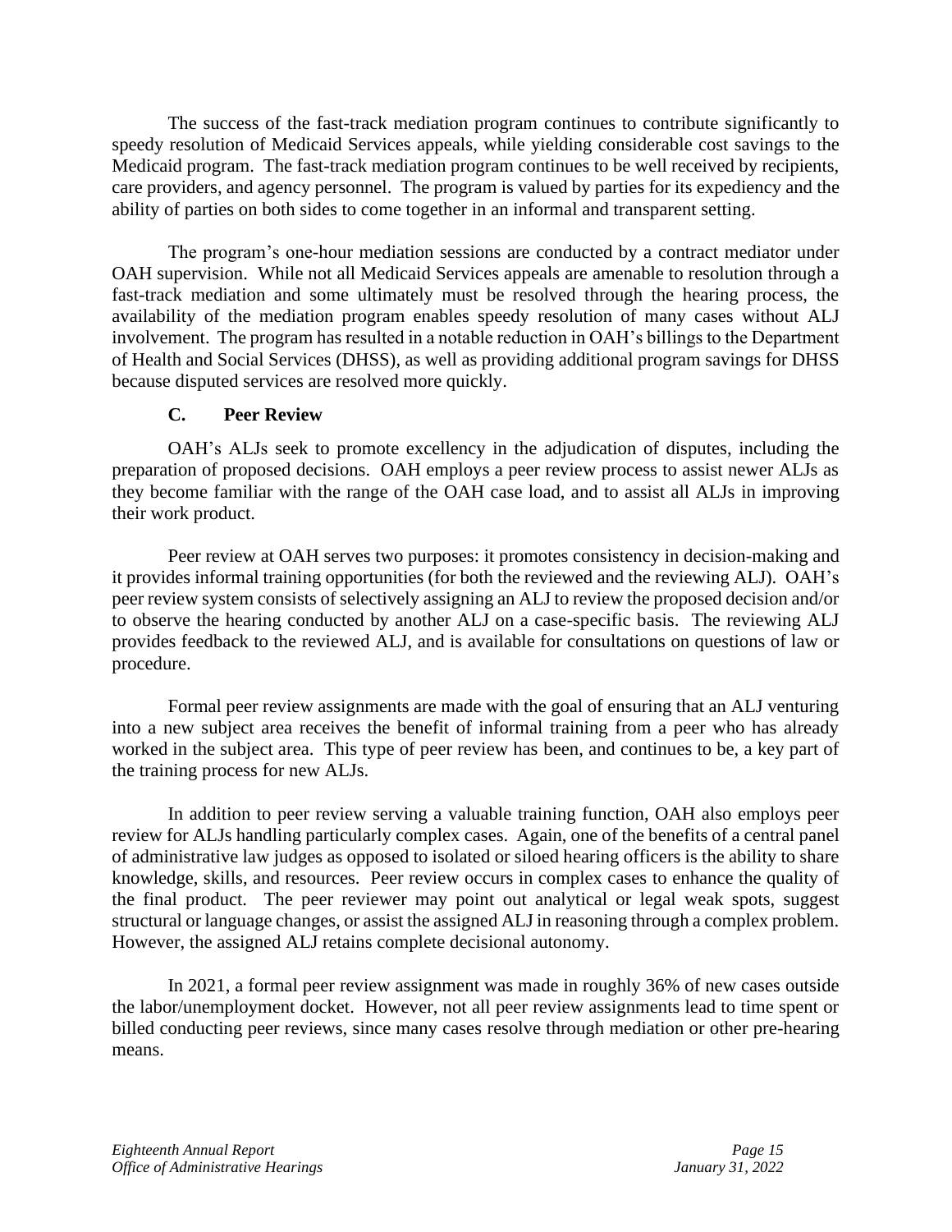The success of the fast-track mediation program continues to contribute significantly to speedy resolution of Medicaid Services appeals, while yielding considerable cost savings to the Medicaid program. The fast-track mediation program continues to be well received by recipients, care providers, and agency personnel. The program is valued by parties for its expediency and the ability of parties on both sides to come together in an informal and transparent setting.

The program's one-hour mediation sessions are conducted by a contract mediator under OAH supervision. While not all Medicaid Services appeals are amenable to resolution through a fast-track mediation and some ultimately must be resolved through the hearing process, the availability of the mediation program enables speedy resolution of many cases without ALJ involvement. The program has resulted in a notable reduction in OAH's billings to the Department of Health and Social Services (DHSS), as well as providing additional program savings for DHSS because disputed services are resolved more quickly.

### C. Peer Review

OAH's ALJs seek to promote excellency in the adjudication of disputes, including the preparation of proposed decisions. OAH employs a peer review process to assist newer ALJs as they become familiar with the range of the OAH case load, and to assist all ALJs in improving their work product.

Peer review at OAH serves two purposes: it promotes consistency in decision-making and it provides informal training opportunities (for both the reviewed and the reviewing ALJ). OAH's peer review system consists of selectively assigning an ALJ to review the proposed decision and/or to observe the hearing conducted by another ALJ on a case-specific basis. The reviewing ALJ provides feedback to the reviewed ALJ, and is available for consultations on questions of law or procedure.

Formal peer review assignments are made with the goal of ensuring that an ALJ venturing into a new subject area receives the benefit of informal training from a peer who has already worked in the subject area. This type of peer review has been, and continues to be, a key part of the training process for new ALJs.

In addition to peer review serving a valuable training function, OAH also employs peer review for ALJs handling particularly complex cases. Again, one of the benefits of a central panel of administrative law judges as opposed to isolated or siloed hearing officers is the ability to share knowledge, skills, and resources. Peer review occurs in complex cases to enhance the quality of the final product. The peer reviewer may point out analytical or legal weak spots, suggest structural or language changes, or assist the assigned ALJ in reasoning through a complex problem. However, the assigned ALJ retains complete decisional autonomy.

In 2021, a formal peer review assignment was made in roughly 36% of new cases outside the labor/unemployment docket. However, not all peer review assignments lead to time spent or billed conducting peer reviews, since many cases resolve through mediation or other pre-hearing means.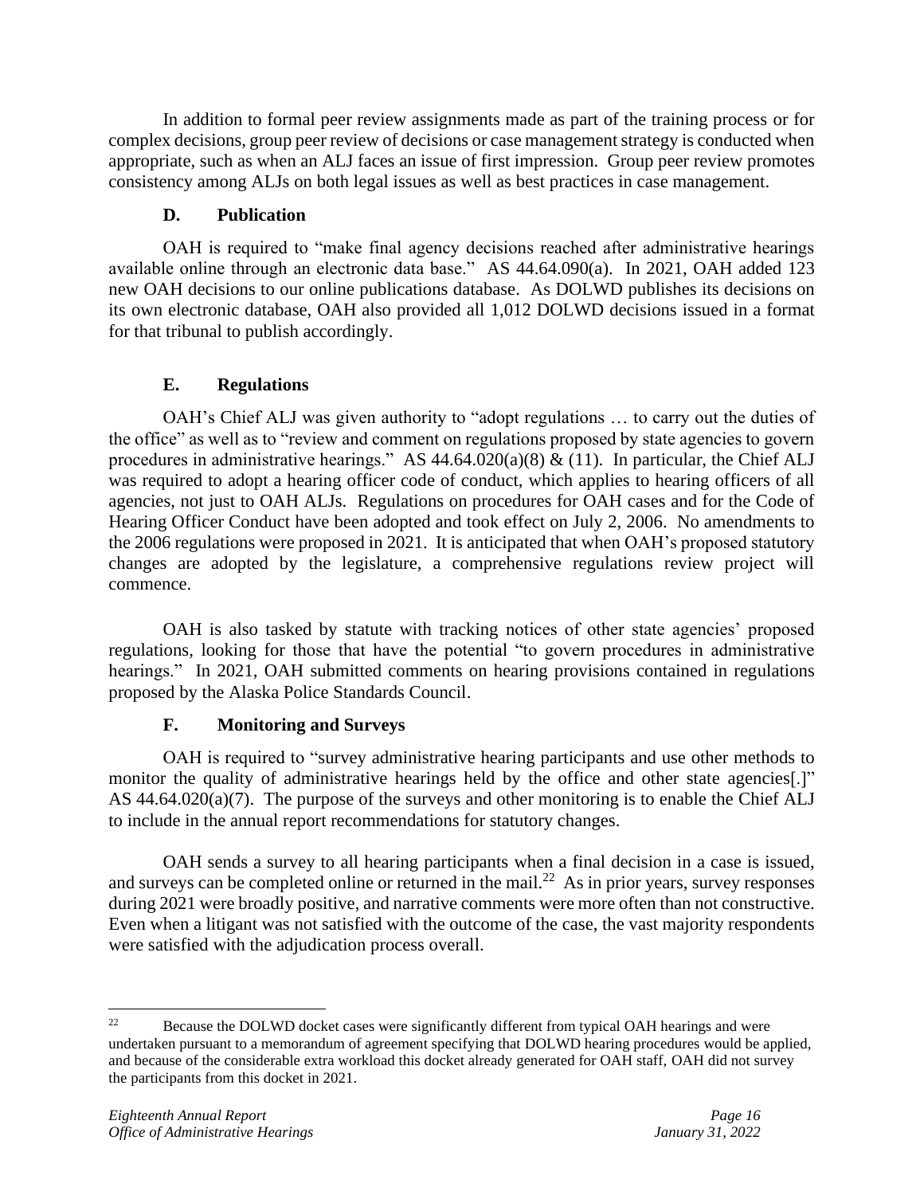In addition to formal peer review assignments made as part of the training process or for complex decisions, group peer review of decisions or case management strategy is conducted when appropriate, such as when an ALJ faces an issue of first impression. Group peer review promotes consistency among ALJs on both legal issues as well as best practices in case management.

### D. Publication

OAH is required to "make final agency decisions reached after administrative hearings available online through an electronic data base." AS 44.64.090(a). In 2021, OAH added 123 new OAH decisions to our online publications database. As DOLWD publishes its decisions on its own electronic database, OAH also provided all 1,012 DOLWD decisions issued in a format for that tribunal to publish accordingly.

### E. Regulations

OAH's Chief ALJ was given authority to "adopt regulations … to carry out the duties of the office" as well as to "review and comment on regulations proposed by state agencies to govern procedures in administrative hearings." AS 44.64.020(a)(8) & (11). In particular, the Chief ALJ was required to adopt a hearing officer code of conduct, which applies to hearing officers of all agencies, not just to OAH ALJs. Regulations on procedures for OAH cases and for the Code of Hearing Officer Conduct have been adopted and took effect on July 2, 2006. No amendments to the 2006 regulations were proposed in 2021. It is anticipated that when OAH's proposed statutory changes are adopted by the legislature, a comprehensive regulations review project will commence.

OAH is also tasked by statute with tracking notices of other state agencies' proposed regulations, looking for those that have the potential "to govern procedures in administrative hearings." In 2021, OAH submitted comments on hearing provisions contained in regulations proposed by the Alaska Police Standards Council.

### F. Monitoring and Surveys

OAH is required to "survey administrative hearing participants and use other methods to monitor the quality of administrative hearings held by the office and other state agencies[.]" AS 44.64.020(a)(7). The purpose of the surveys and other monitoring is to enable the Chief ALJ to include in the annual report recommendations for statutory changes.

OAH sends a survey to all hearing participants when a final decision in a case is issued, and surveys can be completed online or returned in the mail.[22] As in prior years, survey responses during 2021 were broadly positive, and narrative comments were more often than not constructive. Even when a litigant was not satisfied with the outcome of the case, the vast majority respondents were satisfied with the adjudication process overall.

---

[22] Because the DOLWD docket cases were significantly different from typical OAH hearings and were undertaken pursuant to a memorandum of agreement specifying that DOLWD hearing procedures would be applied, and because of the considerable extra workload this docket already generated for OAH staff, OAH did not survey the participants from this docket in 2021.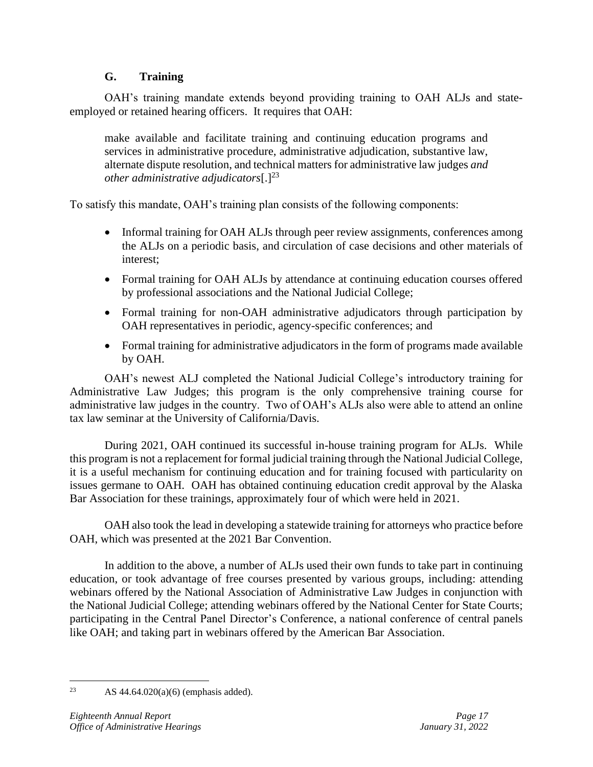### G. Training

OAH's training mandate extends beyond providing training to OAH ALJs and state-employed or retained hearing officers. It requires that OAH:

> make available and facilitate training and continuing education programs and services in administrative procedure, administrative adjudication, substantive law, alternate dispute resolution, and technical matters for administrative law judges *and other administrative adjudicators*[.][23]

To satisfy this mandate, OAH's training plan consists of the following components:

- Informal training for OAH ALJs through peer review assignments, conferences among the ALJs on a periodic basis, and circulation of case decisions and other materials of interest;
- Formal training for OAH ALJs by attendance at continuing education courses offered by professional associations and the National Judicial College;
- Formal training for non-OAH administrative adjudicators through participation by OAH representatives in periodic, agency-specific conferences; and
- Formal training for administrative adjudicators in the form of programs made available by OAH.

OAH's newest ALJ completed the National Judicial College's introductory training for Administrative Law Judges; this program is the only comprehensive training course for administrative law judges in the country. Two of OAH's ALJs also were able to attend an online tax law seminar at the University of California/Davis.

During 2021, OAH continued its successful in-house training program for ALJs. While this program is not a replacement for formal judicial training through the National Judicial College, it is a useful mechanism for continuing education and for training focused with particularity on issues germane to OAH. OAH has obtained continuing education credit approval by the Alaska Bar Association for these trainings, approximately four of which were held in 2021.

OAH also took the lead in developing a statewide training for attorneys who practice before OAH, which was presented at the 2021 Bar Convention.

In addition to the above, a number of ALJs used their own funds to take part in continuing education, or took advantage of free courses presented by various groups, including: attending webinars offered by the National Association of Administrative Law Judges in conjunction with the National Judicial College; attending webinars offered by the National Center for State Courts; participating in the Central Panel Director's Conference, a national conference of central panels like OAH; and taking part in webinars offered by the American Bar Association.

---

[23] AS 44.64.020(a)(6) (emphasis added).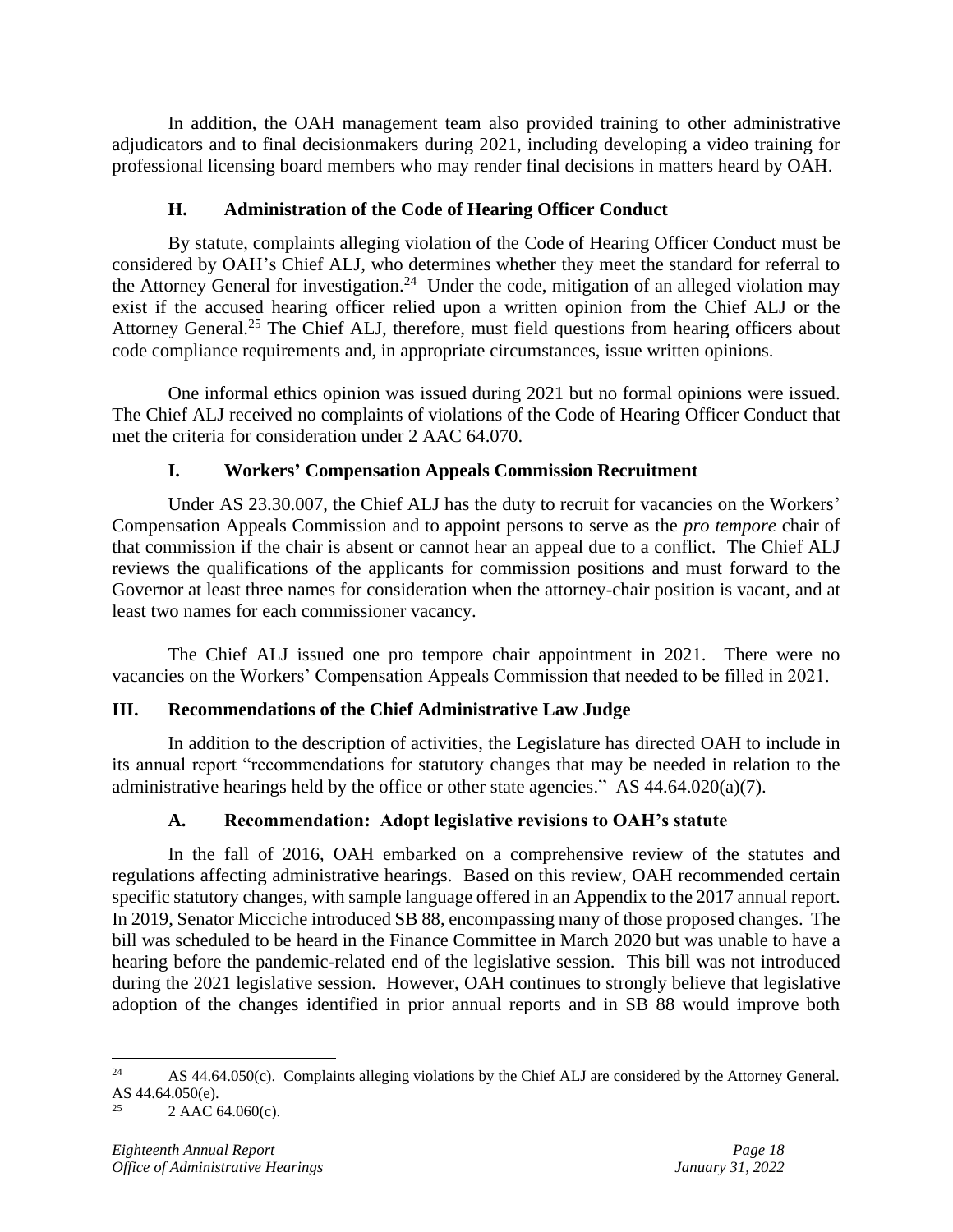In addition, the OAH management team also provided training to other administrative adjudicators and to final decisionmakers during 2021, including developing a video training for professional licensing board members who may render final decisions in matters heard by OAH.

### H. Administration of the Code of Hearing Officer Conduct

By statute, complaints alleging violation of the Code of Hearing Officer Conduct must be considered by OAH's Chief ALJ, who determines whether they meet the standard for referral to the Attorney General for investigation.[24] Under the code, mitigation of an alleged violation may exist if the accused hearing officer relied upon a written opinion from the Chief ALJ or the Attorney General.[25] The Chief ALJ, therefore, must field questions from hearing officers about code compliance requirements and, in appropriate circumstances, issue written opinions.

One informal ethics opinion was issued during 2021 but no formal opinions were issued. The Chief ALJ received no complaints of violations of the Code of Hearing Officer Conduct that met the criteria for consideration under 2 AAC 64.070.

### I. Workers' Compensation Appeals Commission Recruitment

Under AS 23.30.007, the Chief ALJ has the duty to recruit for vacancies on the Workers' Compensation Appeals Commission and to appoint persons to serve as the *pro tempore* chair of that commission if the chair is absent or cannot hear an appeal due to a conflict. The Chief ALJ reviews the qualifications of the applicants for commission positions and must forward to the Governor at least three names for consideration when the attorney-chair position is vacant, and at least two names for each commissioner vacancy.

The Chief ALJ issued one pro tempore chair appointment in 2021. There were no vacancies on the Workers' Compensation Appeals Commission that needed to be filled in 2021.

## III. Recommendations of the Chief Administrative Law Judge

In addition to the description of activities, the Legislature has directed OAH to include in its annual report "recommendations for statutory changes that may be needed in relation to the administrative hearings held by the office or other state agencies." AS 44.64.020(a)(7).

### A. Recommendation: Adopt legislative revisions to OAH's statute

In the fall of 2016, OAH embarked on a comprehensive review of the statutes and regulations affecting administrative hearings. Based on this review, OAH recommended certain specific statutory changes, with sample language offered in an Appendix to the 2017 annual report. In 2019, Senator Micciche introduced SB 88, encompassing many of those proposed changes. The bill was scheduled to be heard in the Finance Committee in March 2020 but was unable to have a hearing before the pandemic-related end of the legislative session. This bill was not introduced during the 2021 legislative session. However, OAH continues to strongly believe that legislative adoption of the changes identified in prior annual reports and in SB 88 would improve both

---

[24] AS 44.64.050(c). Complaints alleging violations by the Chief ALJ are considered by the Attorney General. AS 44.64.050(e).

[25] 2 AAC 64.060(c).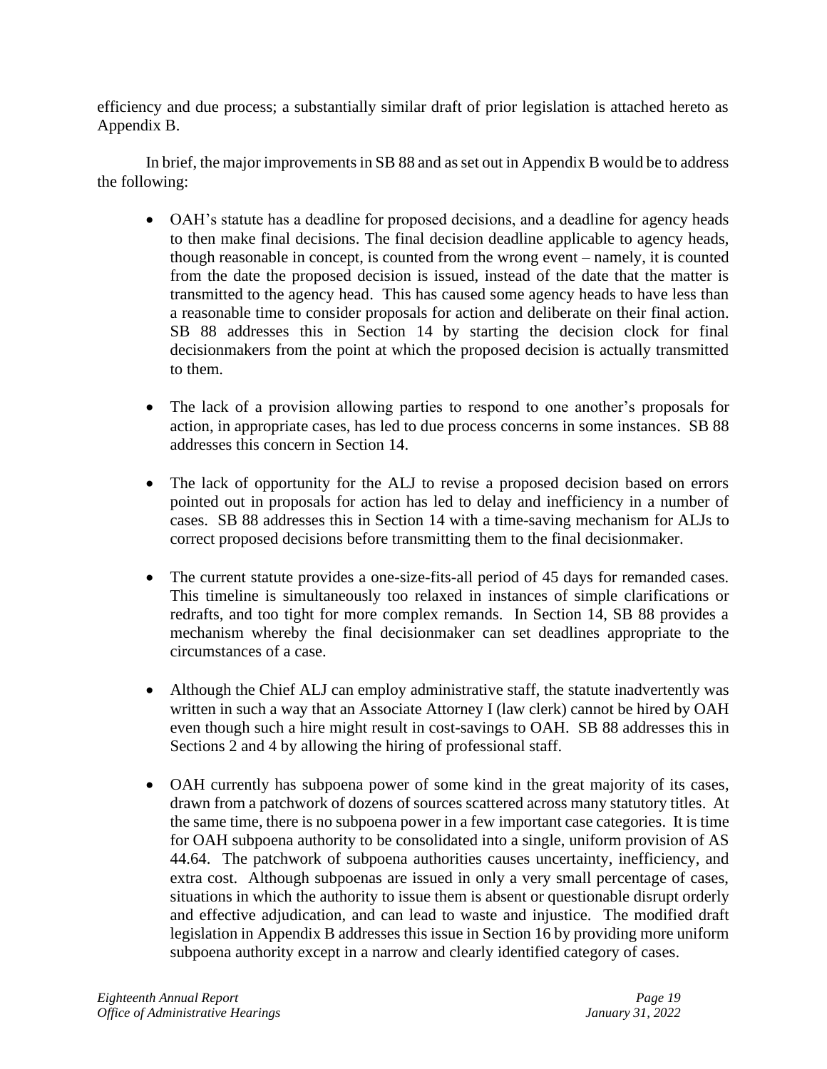efficiency and due process; a substantially similar draft of prior legislation is attached hereto as Appendix B.

In brief, the major improvements in SB 88 and as set out in Appendix B would be to address the following:

- OAH's statute has a deadline for proposed decisions, and a deadline for agency heads to then make final decisions. The final decision deadline applicable to agency heads, though reasonable in concept, is counted from the wrong event – namely, it is counted from the date the proposed decision is issued, instead of the date that the matter is transmitted to the agency head. This has caused some agency heads to have less than a reasonable time to consider proposals for action and deliberate on their final action. SB 88 addresses this in Section 14 by starting the decision clock for final decisionmakers from the point at which the proposed decision is actually transmitted to them.

- The lack of a provision allowing parties to respond to one another's proposals for action, in appropriate cases, has led to due process concerns in some instances. SB 88 addresses this concern in Section 14.

- The lack of opportunity for the ALJ to revise a proposed decision based on errors pointed out in proposals for action has led to delay and inefficiency in a number of cases. SB 88 addresses this in Section 14 with a time-saving mechanism for ALJs to correct proposed decisions before transmitting them to the final decisionmaker.

- The current statute provides a one-size-fits-all period of 45 days for remanded cases. This timeline is simultaneously too relaxed in instances of simple clarifications or redrafts, and too tight for more complex remands. In Section 14, SB 88 provides a mechanism whereby the final decisionmaker can set deadlines appropriate to the circumstances of a case.

- Although the Chief ALJ can employ administrative staff, the statute inadvertently was written in such a way that an Associate Attorney I (law clerk) cannot be hired by OAH even though such a hire might result in cost-savings to OAH. SB 88 addresses this in Sections 2 and 4 by allowing the hiring of professional staff.

- OAH currently has subpoena power of some kind in the great majority of its cases, drawn from a patchwork of dozens of sources scattered across many statutory titles. At the same time, there is no subpoena power in a few important case categories. It is time for OAH subpoena authority to be consolidated into a single, uniform provision of AS 44.64. The patchwork of subpoena authorities causes uncertainty, inefficiency, and extra cost. Although subpoenas are issued in only a very small percentage of cases, situations in which the authority to issue them is absent or questionable disrupt orderly and effective adjudication, and can lead to waste and injustice. The modified draft legislation in Appendix B addresses this issue in Section 16 by providing more uniform subpoena authority except in a narrow and clearly identified category of cases.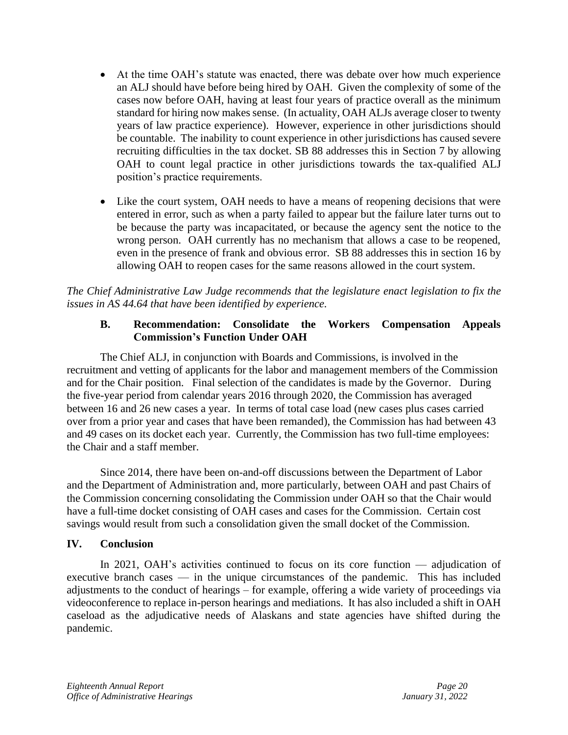- At the time OAH's statute was enacted, there was debate over how much experience an ALJ should have before being hired by OAH. Given the complexity of some of the cases now before OAH, having at least four years of practice overall as the minimum standard for hiring now makes sense. (In actuality, OAH ALJs average closer to twenty years of law practice experience). However, experience in other jurisdictions should be countable. The inability to count experience in other jurisdictions has caused severe recruiting difficulties in the tax docket. SB 88 addresses this in Section 7 by allowing OAH to count legal practice in other jurisdictions towards the tax-qualified ALJ position's practice requirements.

- Like the court system, OAH needs to have a means of reopening decisions that were entered in error, such as when a party failed to appear but the failure later turns out to be because the party was incapacitated, or because the agency sent the notice to the wrong person. OAH currently has no mechanism that allows a case to be reopened, even in the presence of frank and obvious error. SB 88 addresses this in section 16 by allowing OAH to reopen cases for the same reasons allowed in the court system.

*The Chief Administrative Law Judge recommends that the legislature enact legislation to fix the issues in AS 44.64 that have been identified by experience.*

### B. Recommendation: Consolidate the Workers Compensation Appeals Commission's Function Under OAH

The Chief ALJ, in conjunction with Boards and Commissions, is involved in the recruitment and vetting of applicants for the labor and management members of the Commission and for the Chair position. Final selection of the candidates is made by the Governor. During the five-year period from calendar years 2016 through 2020, the Commission has averaged between 16 and 26 new cases a year. In terms of total case load (new cases plus cases carried over from a prior year and cases that have been remanded), the Commission has had between 43 and 49 cases on its docket each year. Currently, the Commission has two full-time employees: the Chair and a staff member.

Since 2014, there have been on-and-off discussions between the Department of Labor and the Department of Administration and, more particularly, between OAH and past Chairs of the Commission concerning consolidating the Commission under OAH so that the Chair would have a full-time docket consisting of OAH cases and cases for the Commission. Certain cost savings would result from such a consolidation given the small docket of the Commission.

## IV. Conclusion

In 2021, OAH's activities continued to focus on its core function — adjudication of executive branch cases — in the unique circumstances of the pandemic. This has included adjustments to the conduct of hearings – for example, offering a wide variety of proceedings via videoconference to replace in-person hearings and mediations. It has also included a shift in OAH caseload as the adjudicative needs of Alaskans and state agencies have shifted during the pandemic.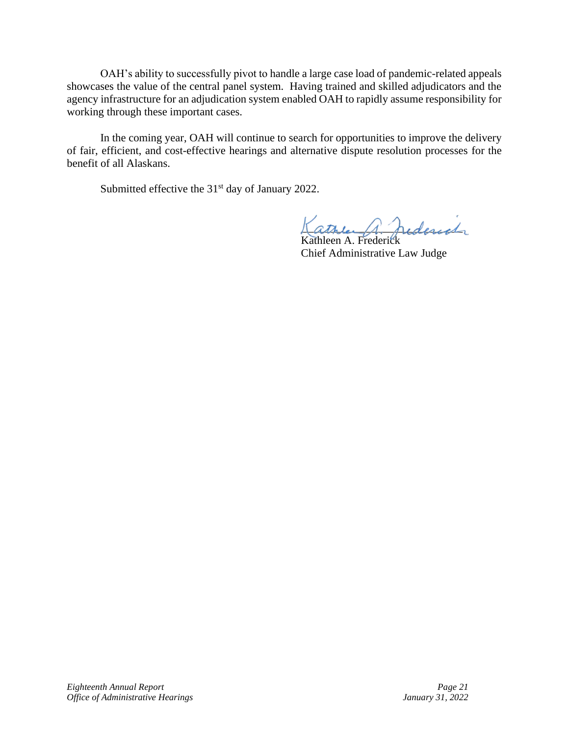OAH's ability to successfully pivot to handle a large case load of pandemic-related appeals showcases the value of the central panel system. Having trained and skilled adjudicators and the agency infrastructure for an adjudication system enabled OAH to rapidly assume responsibility for working through these important cases.

In the coming year, OAH will continue to search for opportunities to improve the delivery of fair, efficient, and cost-effective hearings and alternative dispute resolution processes for the benefit of all Alaskans.

Submitted effective the 31st day of January 2022.

Kathleen A. Frederick
Chief Administrative Law Judge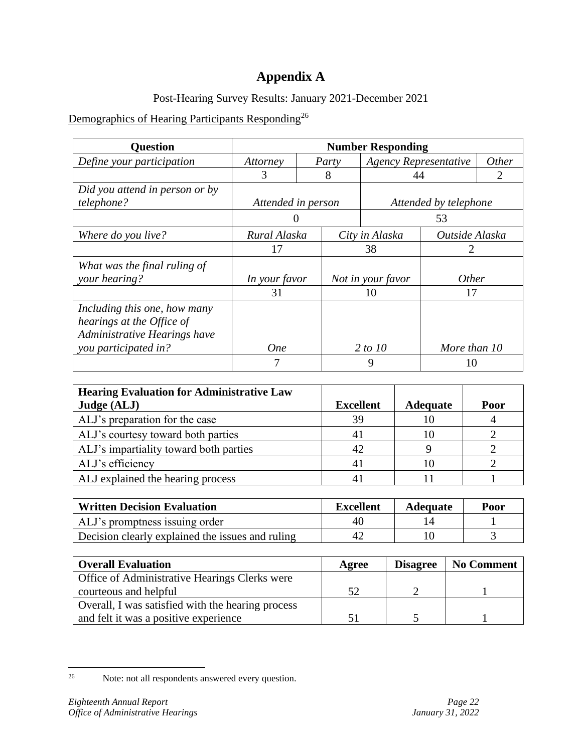# Appendix A

Post-Hearing Survey Results: January 2021-December 2021

Demographics of Hearing Participants Responding[26]

| Question | Number Responding | | | |
|---|---|---|---|---|
| *Define your participation* | *Attorney* | *Party* | *Agency Representative* | *Other* |
| | 3 | 8 | 44 | 2 |
| *Did you attend in person or by telephone?* | *Attended in person* | | *Attended by telephone* | |
| | 0 | | 53 | |
| *Where do you live?* | *Rural Alaska* | *City in Alaska* | *Outside Alaska* | |
| | 17 | 38 | 2 | |
| *What was the final ruling of your hearing?* | *In your favor* | *Not in your favor* | *Other* | |
| | 31 | 10 | 17 | |
| *Including this one, how many hearings at the Office of Administrative Hearings have you participated in?* | *One* | *2 to 10* | *More than 10* | |
| | 7 | 9 | 10 | |

| Hearing Evaluation for Administrative Law Judge (ALJ) | Excellent | Adequate | Poor |
|---|---|---|---|
| ALJ's preparation for the case | 39 | 10 | 4 |
| ALJ's courtesy toward both parties | 41 | 10 | 2 |
| ALJ's impartiality toward both parties | 42 | 9 | 2 |
| ALJ's efficiency | 41 | 10 | 2 |
| ALJ explained the hearing process | 41 | 11 | 1 |

| Written Decision Evaluation | Excellent | Adequate | Poor |
|---|---|---|---|
| ALJ's promptness issuing order | 40 | 14 | 1 |
| Decision clearly explained the issues and ruling | 42 | 10 | 3 |

| Overall Evaluation | Agree | Disagree | No Comment |
|---|---|---|---|
| Office of Administrative Hearings Clerks were courteous and helpful | 52 | 2 | 1 |
| Overall, I was satisfied with the hearing process and felt it was a positive experience | 51 | 5 | 1 |

[26] Note: not all respondents answered every question.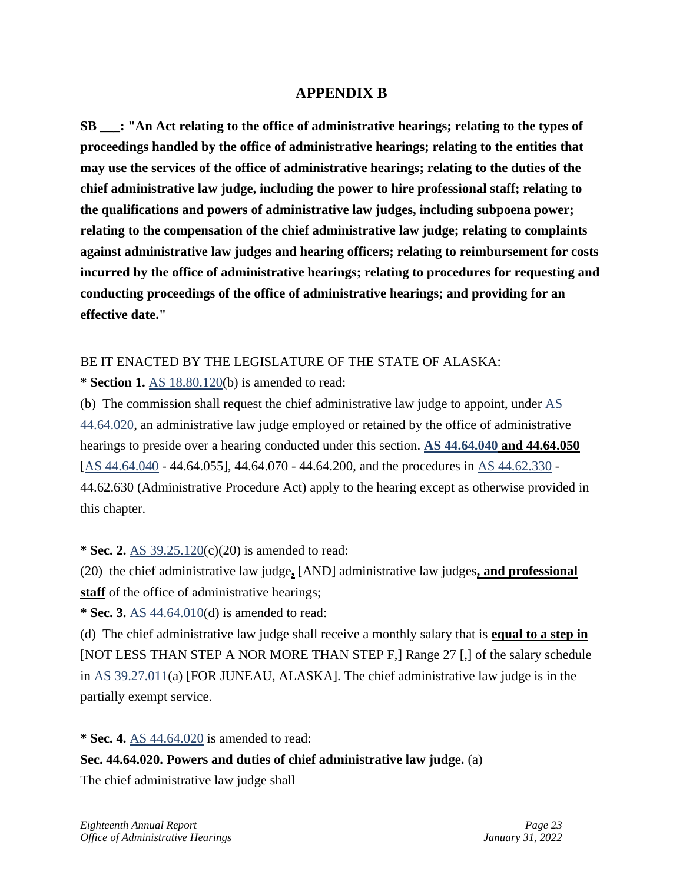# APPENDIX B

**SB ___: "An Act relating to the office of administrative hearings; relating to the types of proceedings handled by the office of administrative hearings; relating to the entities that may use the services of the office of administrative hearings; relating to the duties of the chief administrative law judge, including the power to hire professional staff; relating to the qualifications and powers of administrative law judges, including subpoena power; relating to the compensation of the chief administrative law judge; relating to complaints against administrative law judges and hearing officers; relating to reimbursement for costs incurred by the office of administrative hearings; relating to procedures for requesting and conducting proceedings of the office of administrative hearings; and providing for an effective date."**

BE IT ENACTED BY THE LEGISLATURE OF THE STATE OF ALASKA:

**\* Section 1.** AS 18.80.120(b) is amended to read:

(b) The commission shall request the chief administrative law judge to appoint, under AS 44.64.020, an administrative law judge employed or retained by the office of administrative hearings to preside over a hearing conducted under this section. **AS 44.64.040 and 44.64.050** [AS 44.64.040 - 44.64.055], 44.64.070 - 44.64.200, and the procedures in AS 44.62.330 - 44.62.630 (Administrative Procedure Act) apply to the hearing except as otherwise provided in this chapter.

**\* Sec. 2.** AS 39.25.120(c)(20) is amended to read:

(20) the chief administrative law judge**,** [AND] administrative law judges**, and professional staff** of the office of administrative hearings;

**\* Sec. 3.** AS 44.64.010(d) is amended to read:

(d) The chief administrative law judge shall receive a monthly salary that is **equal to a step in** [NOT LESS THAN STEP A NOR MORE THAN STEP F,] Range 27 [,] of the salary schedule in AS 39.27.011(a) [FOR JUNEAU, ALASKA]. The chief administrative law judge is in the partially exempt service.

**\* Sec. 4.** AS 44.64.020 is amended to read:

**Sec. 44.64.020. Powers and duties of chief administrative law judge.** (a) The chief administrative law judge shall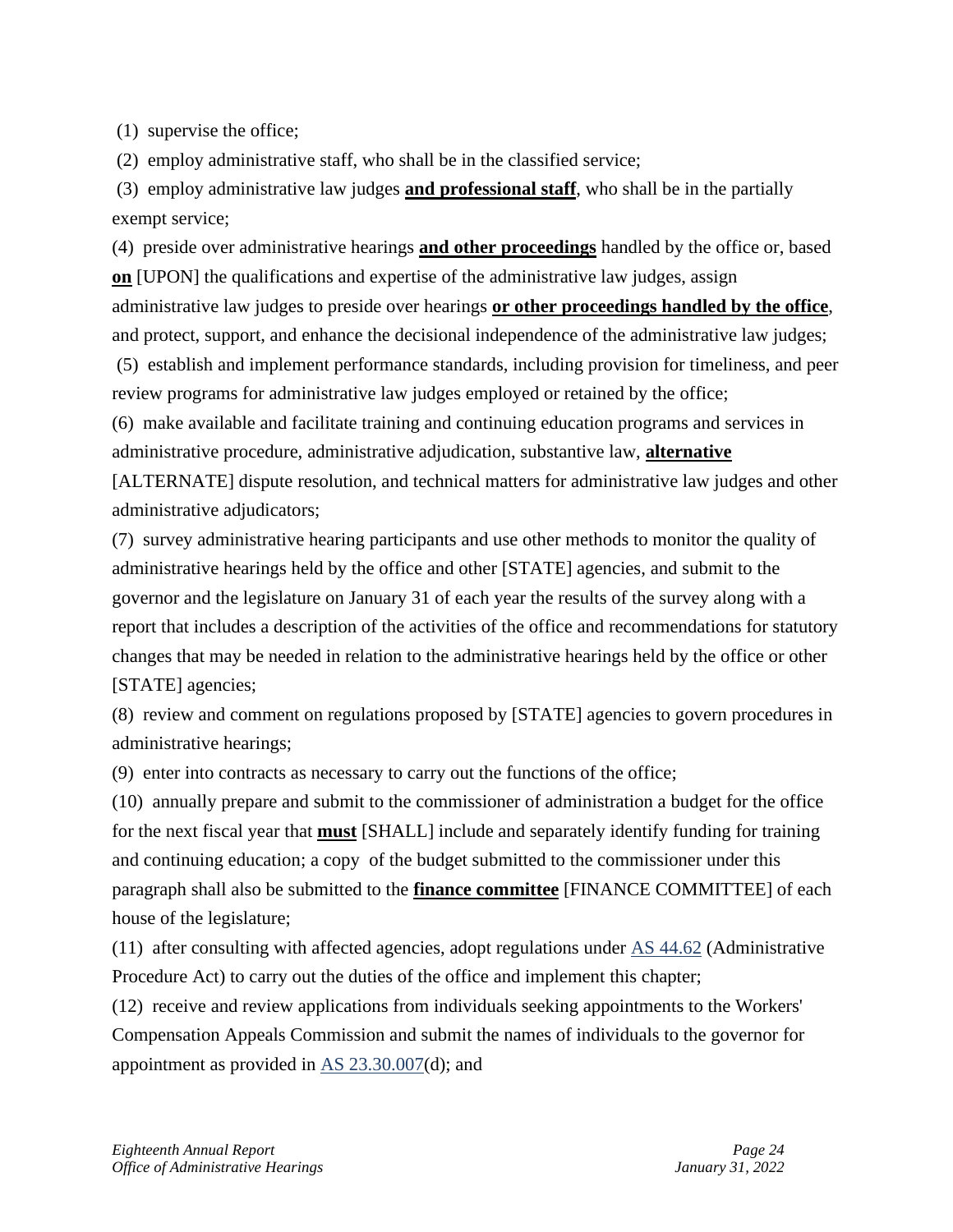(1) supervise the office;

(2) employ administrative staff, who shall be in the classified service;

(3) employ administrative law judges **and professional staff**, who shall be in the partially exempt service;

(4) preside over administrative hearings **and other proceedings** handled by the office or, based **on** [UPON] the qualifications and expertise of the administrative law judges, assign administrative law judges to preside over hearings **or other proceedings handled by the office**, and protect, support, and enhance the decisional independence of the administrative law judges;

(5) establish and implement performance standards, including provision for timeliness, and peer review programs for administrative law judges employed or retained by the office;

(6) make available and facilitate training and continuing education programs and services in administrative procedure, administrative adjudication, substantive law, **alternative** [ALTERNATE] dispute resolution, and technical matters for administrative law judges and other administrative adjudicators;

(7) survey administrative hearing participants and use other methods to monitor the quality of administrative hearings held by the office and other [STATE] agencies, and submit to the governor and the legislature on January 31 of each year the results of the survey along with a report that includes a description of the activities of the office and recommendations for statutory changes that may be needed in relation to the administrative hearings held by the office or other [STATE] agencies;

(8) review and comment on regulations proposed by [STATE] agencies to govern procedures in administrative hearings;

(9) enter into contracts as necessary to carry out the functions of the office;

(10) annually prepare and submit to the commissioner of administration a budget for the office for the next fiscal year that **must** [SHALL] include and separately identify funding for training and continuing education; a copy of the budget submitted to the commissioner under this paragraph shall also be submitted to the **finance committee** [FINANCE COMMITTEE] of each house of the legislature;

(11) after consulting with affected agencies, adopt regulations under AS 44.62 (Administrative Procedure Act) to carry out the duties of the office and implement this chapter;

(12) receive and review applications from individuals seeking appointments to the Workers' Compensation Appeals Commission and submit the names of individuals to the governor for appointment as provided in AS 23.30.007(d); and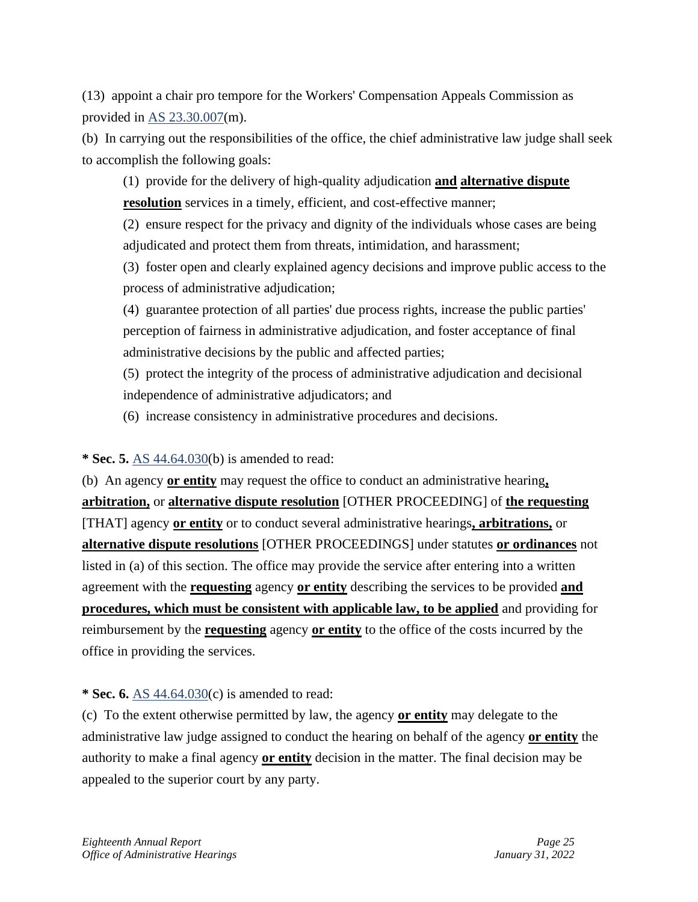(13) appoint a chair pro tempore for the Workers' Compensation Appeals Commission as provided in AS 23.30.007(m).

(b) In carrying out the responsibilities of the office, the chief administrative law judge shall seek to accomplish the following goals:

> (1) provide for the delivery of high-quality adjudication **and alternative dispute resolution** services in a timely, efficient, and cost-effective manner;
>
> (2) ensure respect for the privacy and dignity of the individuals whose cases are being adjudicated and protect them from threats, intimidation, and harassment;
>
> (3) foster open and clearly explained agency decisions and improve public access to the process of administrative adjudication;
>
> (4) guarantee protection of all parties' due process rights, increase the public parties' perception of fairness in administrative adjudication, and foster acceptance of final administrative decisions by the public and affected parties;
>
> (5) protect the integrity of the process of administrative adjudication and decisional independence of administrative adjudicators; and
>
> (6) increase consistency in administrative procedures and decisions.

**\* Sec. 5.** AS 44.64.030(b) is amended to read:

(b) An agency **or entity** may request the office to conduct an administrative hearing**, arbitration,** or **alternative dispute resolution** [OTHER PROCEEDING] of **the requesting** [THAT] agency **or entity** or to conduct several administrative hearings**, arbitrations,** or **alternative dispute resolutions** [OTHER PROCEEDINGS] under statutes **or ordinances** not listed in (a) of this section. The office may provide the service after entering into a written agreement with the **requesting** agency **or entity** describing the services to be provided **and procedures, which must be consistent with applicable law, to be applied** and providing for reimbursement by the **requesting** agency **or entity** to the office of the costs incurred by the office in providing the services.

**\* Sec. 6.** AS 44.64.030(c) is amended to read:

(c) To the extent otherwise permitted by law, the agency **or entity** may delegate to the administrative law judge assigned to conduct the hearing on behalf of the agency **or entity** the authority to make a final agency **or entity** decision in the matter. The final decision may be appealed to the superior court by any party.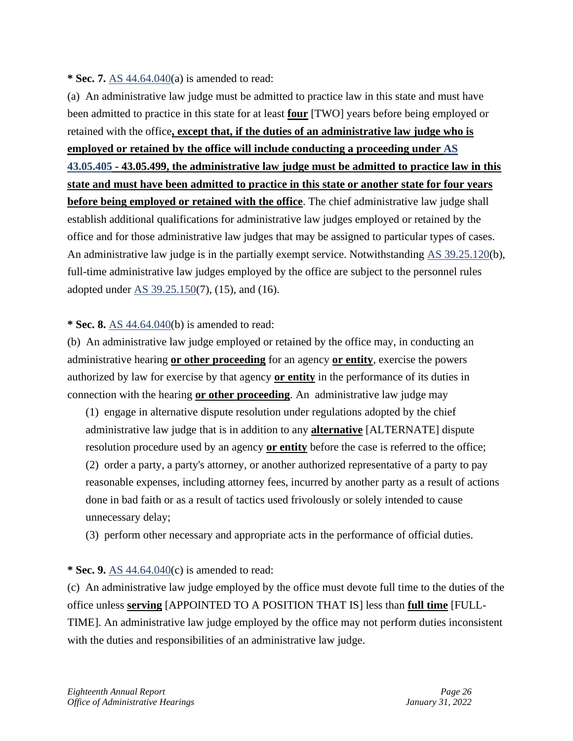**\* Sec. 7.** AS 44.64.040(a) is amended to read:

(a) An administrative law judge must be admitted to practice law in this state and must have been admitted to practice in this state for at least **four** [TWO] years before being employed or retained with the office**, except that, if the duties of an administrative law judge who is employed or retained by the office will include conducting a proceeding under AS 43.05.405 - 43.05.499, the administrative law judge must be admitted to practice law in this state and must have been admitted to practice in this state or another state for four years before being employed or retained with the office**. The chief administrative law judge shall establish additional qualifications for administrative law judges employed or retained by the office and for those administrative law judges that may be assigned to particular types of cases. An administrative law judge is in the partially exempt service. Notwithstanding AS 39.25.120(b), full-time administrative law judges employed by the office are subject to the personnel rules adopted under AS 39.25.150(7), (15), and (16).

**\* Sec. 8.** AS 44.64.040(b) is amended to read:

(b) An administrative law judge employed or retained by the office may, in conducting an administrative hearing **or other proceeding** for an agency **or entity**, exercise the powers authorized by law for exercise by that agency **or entity** in the performance of its duties in connection with the hearing **or other proceeding**. An administrative law judge may

(1) engage in alternative dispute resolution under regulations adopted by the chief administrative law judge that is in addition to any **alternative** [ALTERNATE] dispute resolution procedure used by an agency **or entity** before the case is referred to the office;
(2) order a party, a party's attorney, or another authorized representative of a party to pay reasonable expenses, including attorney fees, incurred by another party as a result of actions done in bad faith or as a result of tactics used frivolously or solely intended to cause unnecessary delay;
(3) perform other necessary and appropriate acts in the performance of official duties.

**\* Sec. 9.** AS 44.64.040(c) is amended to read:

(c) An administrative law judge employed by the office must devote full time to the duties of the office unless **serving** [APPOINTED TO A POSITION THAT IS] less than **full time** [FULL-TIME]. An administrative law judge employed by the office may not perform duties inconsistent with the duties and responsibilities of an administrative law judge.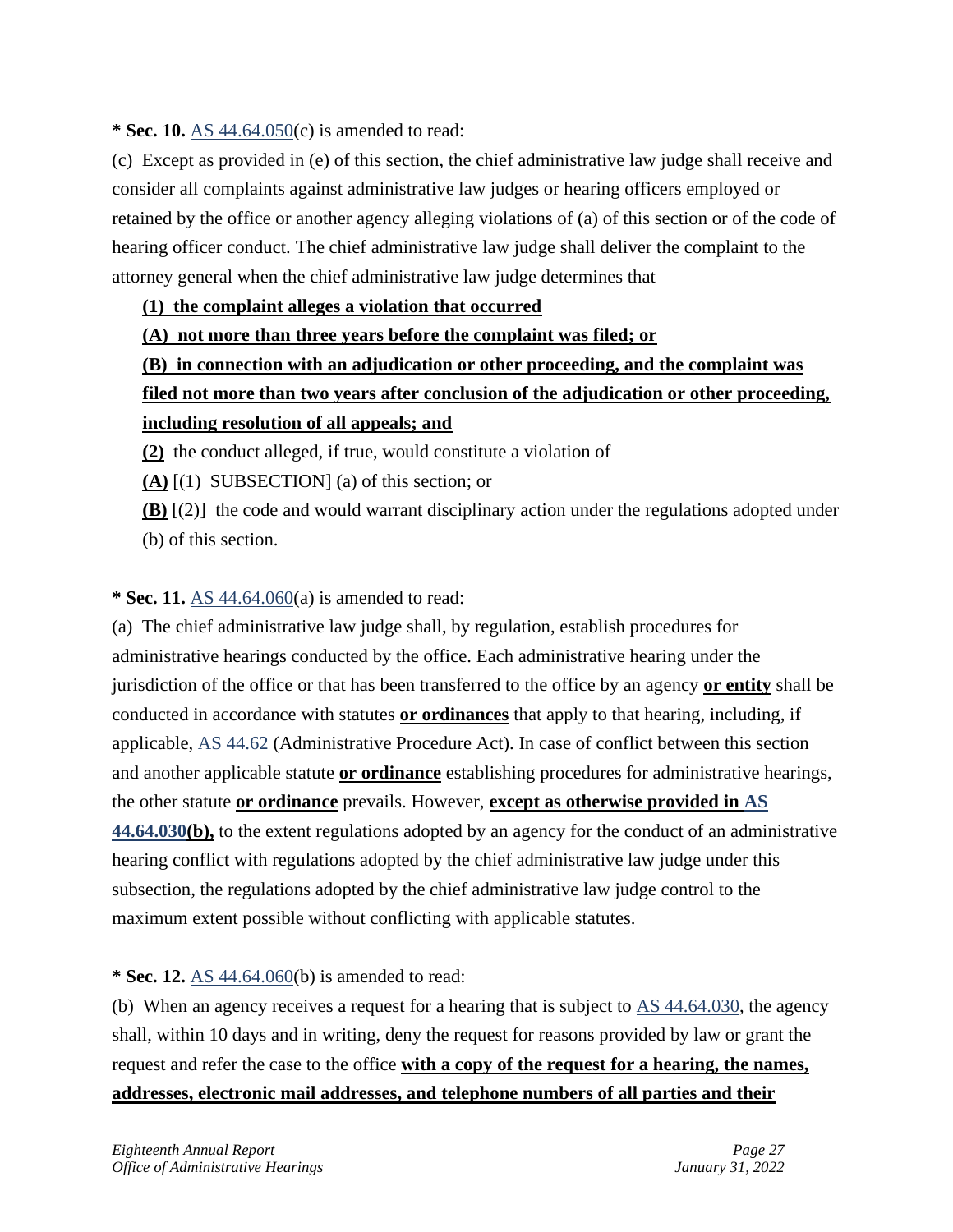**\* Sec. 10.** AS 44.64.050(c) is amended to read:

(c) Except as provided in (e) of this section, the chief administrative law judge shall receive and consider all complaints against administrative law judges or hearing officers employed or retained by the office or another agency alleging violations of (a) of this section or of the code of hearing officer conduct. The chief administrative law judge shall deliver the complaint to the attorney general when the chief administrative law judge determines that

**(1) the complaint alleges a violation that occurred**

**(A) not more than three years before the complaint was filed; or**

**(B) in connection with an adjudication or other proceeding, and the complaint was filed not more than two years after conclusion of the adjudication or other proceeding, including resolution of all appeals; and**

**(2)** the conduct alleged, if true, would constitute a violation of

**(A)** [(1) SUBSECTION] (a) of this section; or

**(B)** [(2)] the code and would warrant disciplinary action under the regulations adopted under (b) of this section.

**\* Sec. 11.** AS 44.64.060(a) is amended to read:

(a) The chief administrative law judge shall, by regulation, establish procedures for administrative hearings conducted by the office. Each administrative hearing under the jurisdiction of the office or that has been transferred to the office by an agency **or entity** shall be conducted in accordance with statutes **or ordinances** that apply to that hearing, including, if applicable, AS 44.62 (Administrative Procedure Act). In case of conflict between this section and another applicable statute **or ordinance** establishing procedures for administrative hearings, the other statute **or ordinance** prevails. However, **except as otherwise provided in AS 44.64.030(b),** to the extent regulations adopted by an agency for the conduct of an administrative hearing conflict with regulations adopted by the chief administrative law judge under this subsection, the regulations adopted by the chief administrative law judge control to the maximum extent possible without conflicting with applicable statutes.

**\* Sec. 12.** AS 44.64.060(b) is amended to read:

(b) When an agency receives a request for a hearing that is subject to AS 44.64.030, the agency shall, within 10 days and in writing, deny the request for reasons provided by law or grant the request and refer the case to the office **with a copy of the request for a hearing, the names, addresses, electronic mail addresses, and telephone numbers of all parties and their**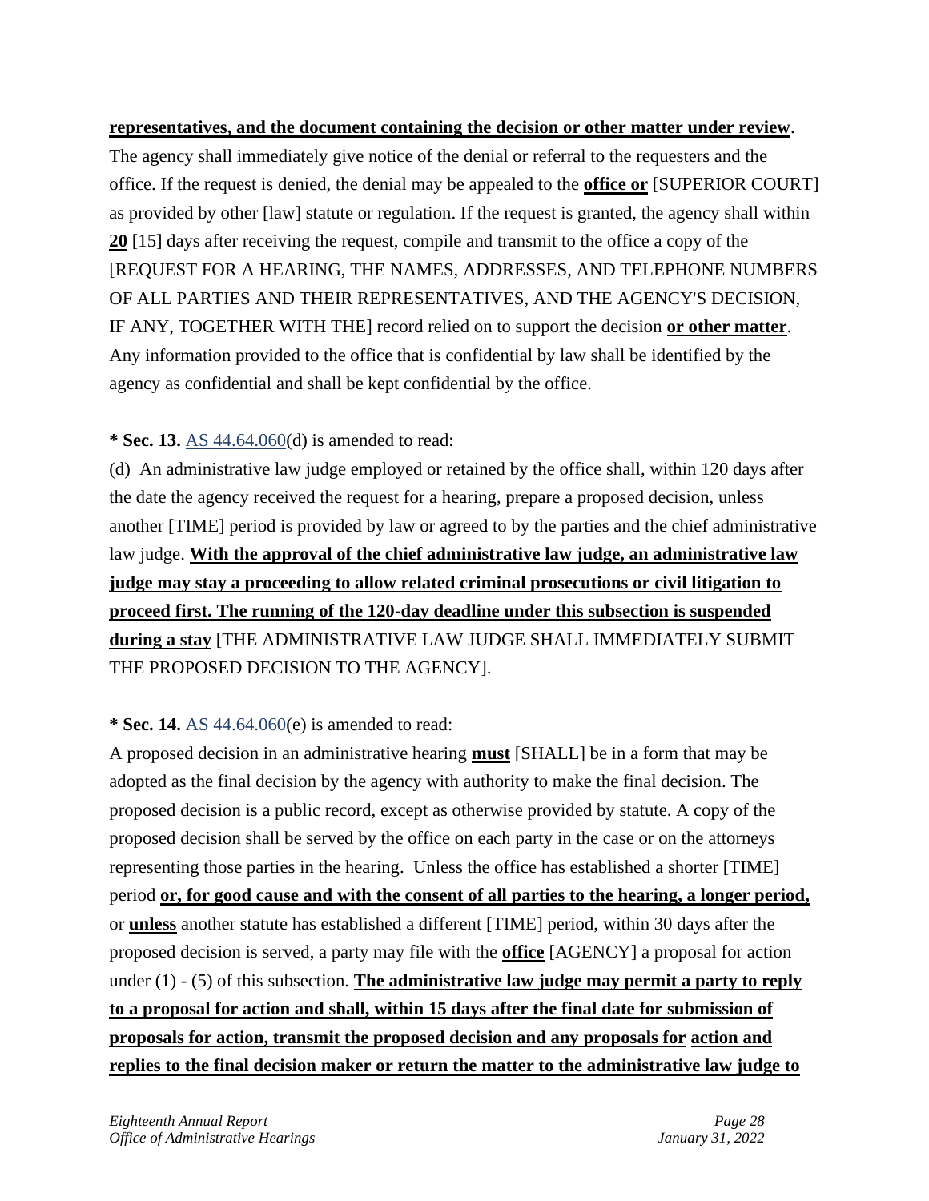**representatives, and the document containing the decision or other matter under review**. The agency shall immediately give notice of the denial or referral to the requesters and the office. If the request is denied, the denial may be appealed to the **office or** [SUPERIOR COURT] as provided by other [law] statute or regulation. If the request is granted, the agency shall within **20** [15] days after receiving the request, compile and transmit to the office a copy of the [REQUEST FOR A HEARING, THE NAMES, ADDRESSES, AND TELEPHONE NUMBERS OF ALL PARTIES AND THEIR REPRESENTATIVES, AND THE AGENCY'S DECISION, IF ANY, TOGETHER WITH THE] record relied on to support the decision **or other matter**. Any information provided to the office that is confidential by law shall be identified by the agency as confidential and shall be kept confidential by the office.

**\* Sec. 13.** AS 44.64.060(d) is amended to read:

(d) An administrative law judge employed or retained by the office shall, within 120 days after the date the agency received the request for a hearing, prepare a proposed decision, unless another [TIME] period is provided by law or agreed to by the parties and the chief administrative law judge. **With the approval of the chief administrative law judge, an administrative law judge may stay a proceeding to allow related criminal prosecutions or civil litigation to proceed first. The running of the 120-day deadline under this subsection is suspended during a stay** [THE ADMINISTRATIVE LAW JUDGE SHALL IMMEDIATELY SUBMIT THE PROPOSED DECISION TO THE AGENCY].

**\* Sec. 14.** AS 44.64.060(e) is amended to read:

A proposed decision in an administrative hearing **must** [SHALL] be in a form that may be adopted as the final decision by the agency with authority to make the final decision. The proposed decision is a public record, except as otherwise provided by statute. A copy of the proposed decision shall be served by the office on each party in the case or on the attorneys representing those parties in the hearing. Unless the office has established a shorter [TIME] period **or, for good cause and with the consent of all parties to the hearing, a longer period,** or **unless** another statute has established a different [TIME] period, within 30 days after the proposed decision is served, a party may file with the **office** [AGENCY] a proposal for action under (1) - (5) of this subsection. **The administrative law judge may permit a party to reply to a proposal for action and shall, within 15 days after the final date for submission of proposals for action, transmit the proposed decision and any proposals for action and replies to the final decision maker or return the matter to the administrative law judge to**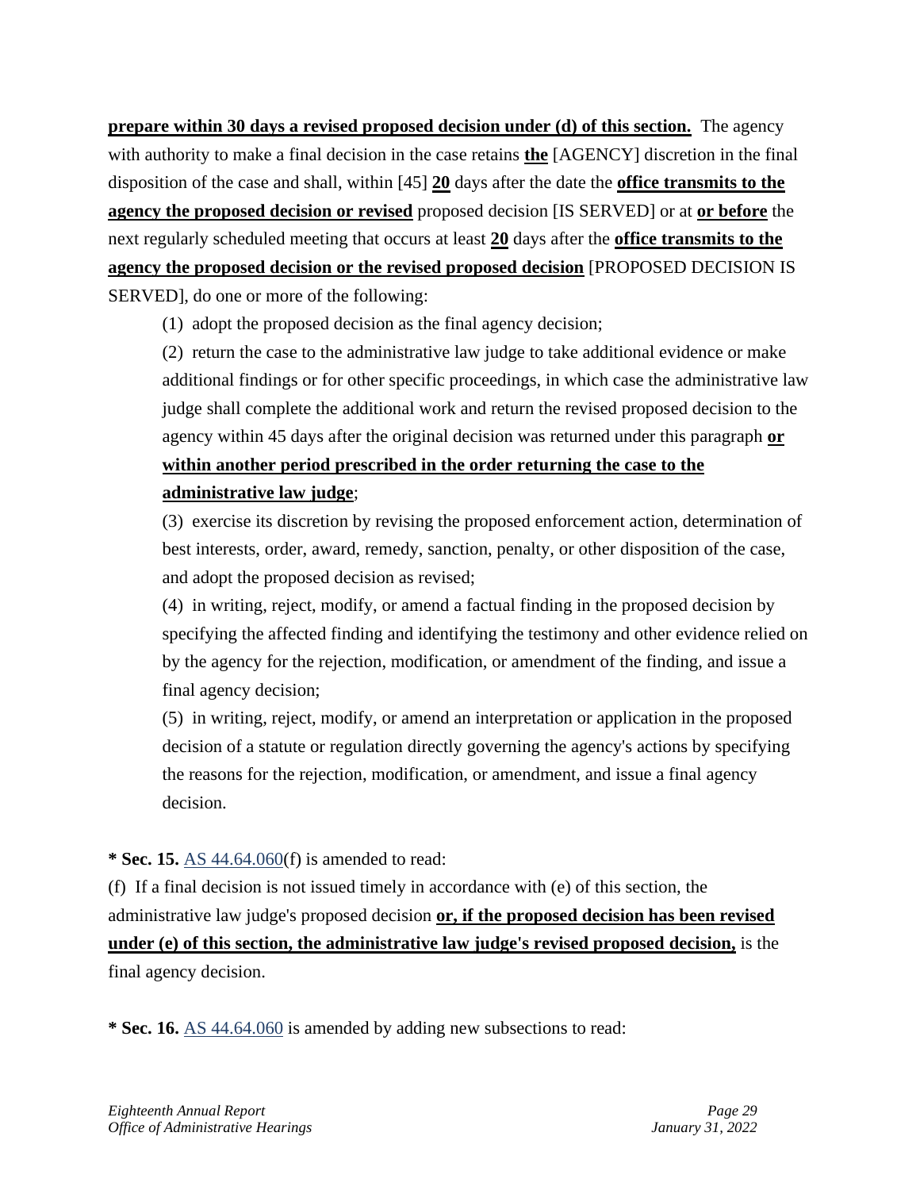**prepare within 30 days a revised proposed decision under (d) of this section.** The agency with authority to make a final decision in the case retains **the** [AGENCY] discretion in the final disposition of the case and shall, within [45] **20** days after the date the **office transmits to the agency the proposed decision or revised** proposed decision [IS SERVED] or at **or before** the next regularly scheduled meeting that occurs at least **20** days after the **office transmits to the agency the proposed decision or the revised proposed decision** [PROPOSED DECISION IS SERVED], do one or more of the following:

(1) adopt the proposed decision as the final agency decision;

(2) return the case to the administrative law judge to take additional evidence or make additional findings or for other specific proceedings, in which case the administrative law judge shall complete the additional work and return the revised proposed decision to the agency within 45 days after the original decision was returned under this paragraph **or within another period prescribed in the order returning the case to the administrative law judge**;

(3) exercise its discretion by revising the proposed enforcement action, determination of best interests, order, award, remedy, sanction, penalty, or other disposition of the case, and adopt the proposed decision as revised;

(4) in writing, reject, modify, or amend a factual finding in the proposed decision by specifying the affected finding and identifying the testimony and other evidence relied on by the agency for the rejection, modification, or amendment of the finding, and issue a final agency decision;

(5) in writing, reject, modify, or amend an interpretation or application in the proposed decision of a statute or regulation directly governing the agency's actions by specifying the reasons for the rejection, modification, or amendment, and issue a final agency decision.

**\* Sec. 15.** AS 44.64.060(f) is amended to read:

(f) If a final decision is not issued timely in accordance with (e) of this section, the administrative law judge's proposed decision **or, if the proposed decision has been revised under (e) of this section, the administrative law judge's revised proposed decision,** is the final agency decision.

**\* Sec. 16.** AS 44.64.060 is amended by adding new subsections to read: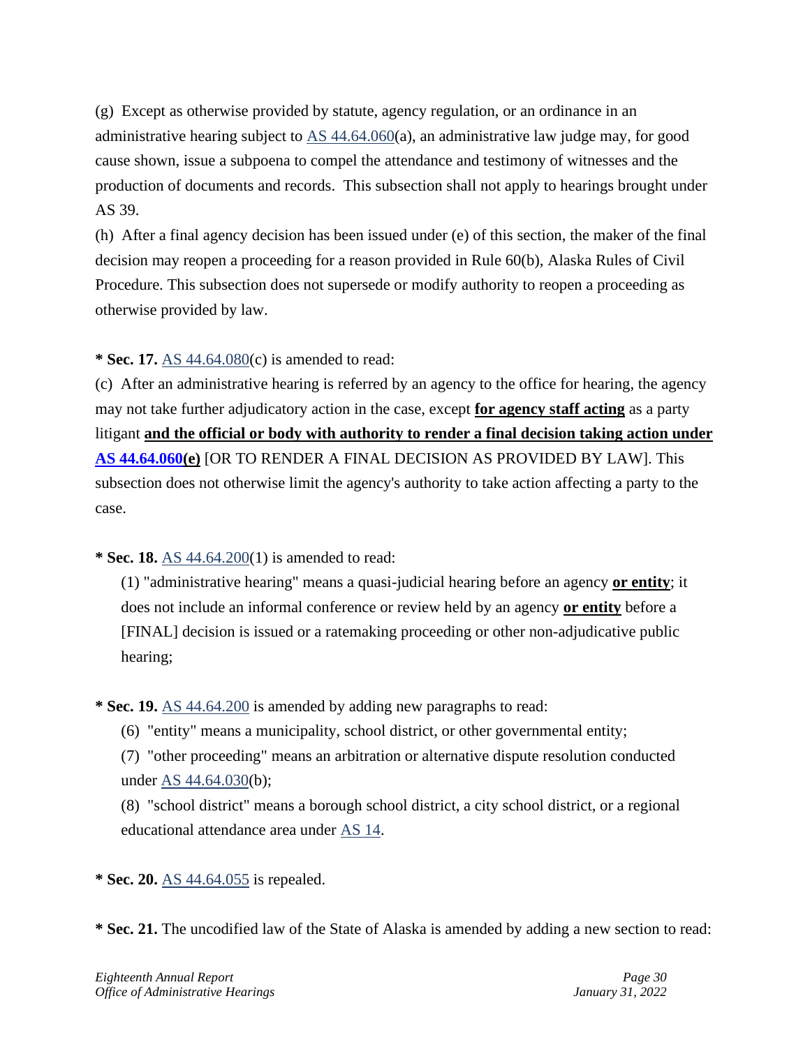(g)  Except as otherwise provided by statute, agency regulation, or an ordinance in an administrative hearing subject to AS 44.64.060(a), an administrative law judge may, for good cause shown, issue a subpoena to compel the attendance and testimony of witnesses and the production of documents and records.  This subsection shall not apply to hearings brought under AS 39.

(h)  After a final agency decision has been issued under (e) of this section, the maker of the final decision may reopen a proceeding for a reason provided in Rule 60(b), Alaska Rules of Civil Procedure. This subsection does not supersede or modify authority to reopen a proceeding as otherwise provided by law.

**\* Sec. 17.** AS 44.64.080(c) is amended to read:

(c)  After an administrative hearing is referred by an agency to the office for hearing, the agency may not take further adjudicatory action in the case, except **for agency staff acting** as a party litigant **and the official or body with authority to render a final decision taking action under AS 44.64.060(e)** [OR TO RENDER A FINAL DECISION AS PROVIDED BY LAW]. This subsection does not otherwise limit the agency's authority to take action affecting a party to the case.

**\* Sec. 18.** AS 44.64.200(1) is amended to read:

(1) "administrative hearing" means a quasi-judicial hearing before an agency **or entity**; it does not include an informal conference or review held by an agency **or entity** before a [FINAL] decision is issued or a ratemaking proceeding or other non-adjudicative public hearing;

**\* Sec. 19.** AS 44.64.200 is amended by adding new paragraphs to read:

(6)  "entity" means a municipality, school district, or other governmental entity;

(7)  "other proceeding" means an arbitration or alternative dispute resolution conducted under AS 44.64.030(b);

(8)  "school district" means a borough school district, a city school district, or a regional educational attendance area under AS 14.

**\* Sec. 20.** AS 44.64.055 is repealed.

**\* Sec. 21.** The uncodified law of the State of Alaska is amended by adding a new section to read: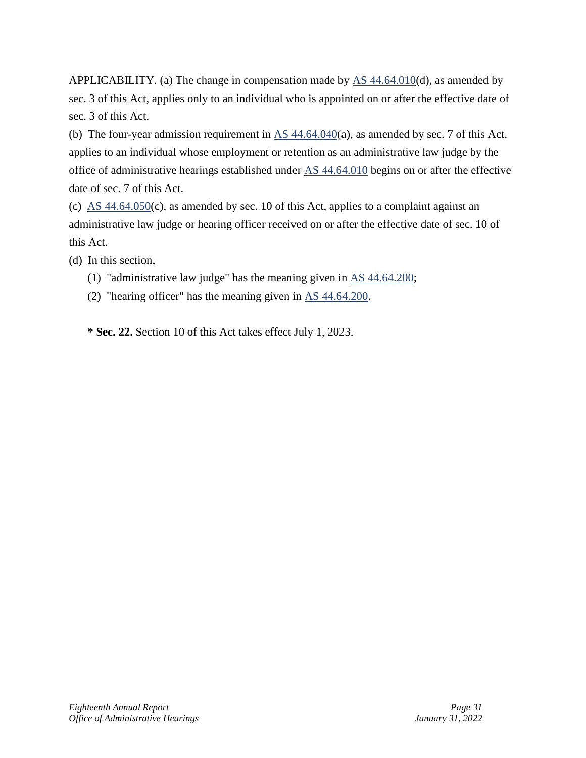APPLICABILITY. (a) The change in compensation made by AS 44.64.010(d), as amended by sec. 3 of this Act, applies only to an individual who is appointed on or after the effective date of sec. 3 of this Act.

(b) The four-year admission requirement in AS 44.64.040(a), as amended by sec. 7 of this Act, applies to an individual whose employment or retention as an administrative law judge by the office of administrative hearings established under AS 44.64.010 begins on or after the effective date of sec. 7 of this Act.

(c) AS 44.64.050(c), as amended by sec. 10 of this Act, applies to a complaint against an administrative law judge or hearing officer received on or after the effective date of sec. 10 of this Act.

(d) In this section,

(1) "administrative law judge" has the meaning given in AS 44.64.200;

(2) "hearing officer" has the meaning given in AS 44.64.200.

**\* Sec. 22.** Section 10 of this Act takes effect July 1, 2023.